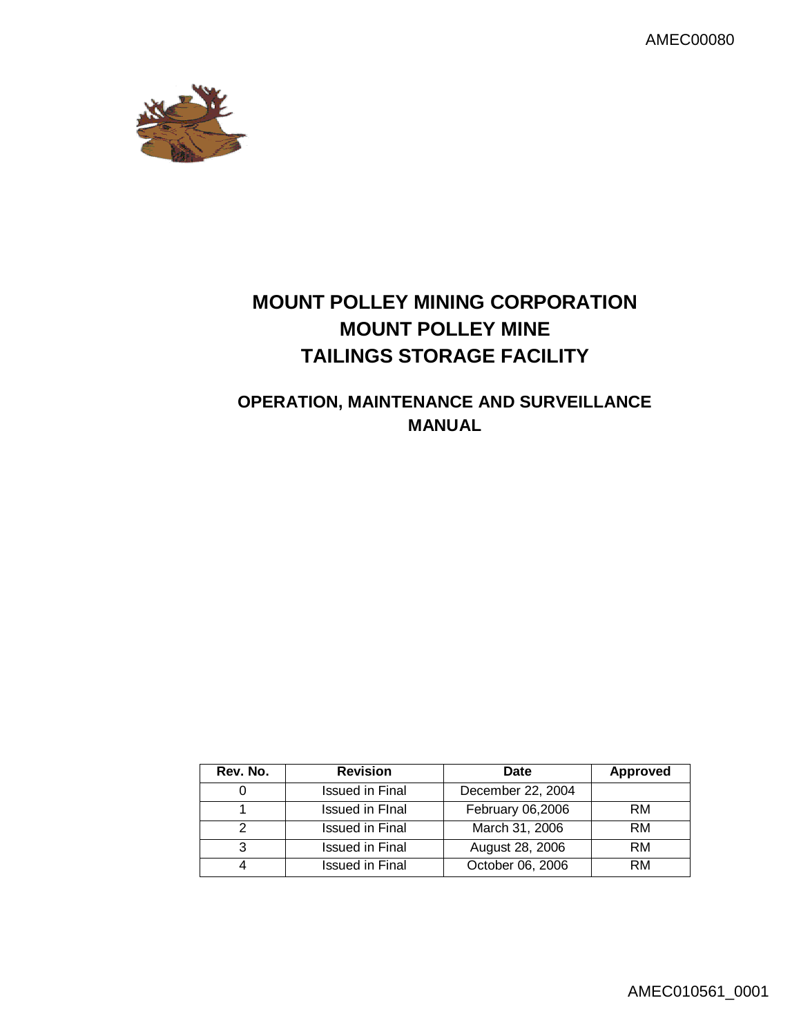# MOUNT POLLEY MINING CORPORATION
# MOUNT POLLEY MINE
# TAILINGS STORAGE FACILITY

## OPERATION, MAINTENANCE AND SURVEILLANCE MANUAL

| Rev. No. | Revision | Date | Approved |
|---|---|---|---|
| 0 | Issued in Final | December 22, 2004 | |
| 1 | Issued in FInal | February 06,2006 | RM |
| 2 | Issued in Final | March 31, 2006 | RM |
| 3 | Issued in Final | August 28, 2006 | RM |
| 4 | Issued in Final | October 06, 2006 | RM |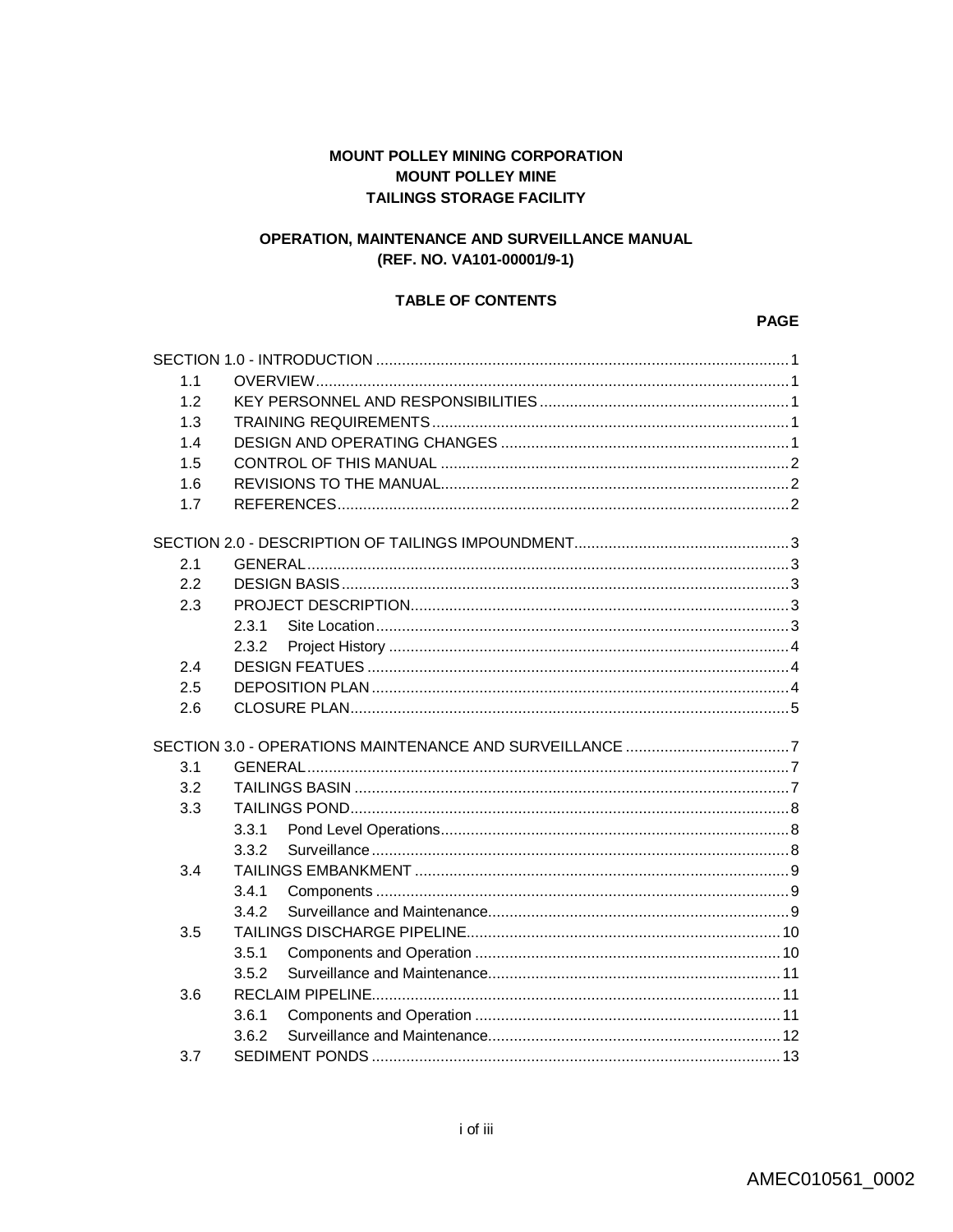**MOUNT POLLEY MINING CORPORATION**
**MOUNT POLLEY MINE**
**TAILINGS STORAGE FACILITY**

**OPERATION, MAINTENANCE AND SURVEILLANCE MANUAL**
**(REF. NO. VA101-00001/9-1)**

**TABLE OF CONTENTS**

| | | | **PAGE** |
|---|---|---|---|
| SECTION 1.0 - INTRODUCTION | | | 1 |
| 1.1 | OVERVIEW | | 1 |
| 1.2 | KEY PERSONNEL AND RESPONSIBILITIES | | 1 |
| 1.3 | TRAINING REQUIREMENTS | | 1 |
| 1.4 | DESIGN AND OPERATING CHANGES | | 1 |
| 1.5 | CONTROL OF THIS MANUAL | | 2 |
| 1.6 | REVISIONS TO THE MANUAL | | 2 |
| 1.7 | REFERENCES | | 2 |
| SECTION 2.0 - DESCRIPTION OF TAILINGS IMPOUNDMENT | | | 3 |
| 2.1 | GENERAL | | 3 |
| 2.2 | DESIGN BASIS | | 3 |
| 2.3 | PROJECT DESCRIPTION | | 3 |
| | 2.3.1 | Site Location | 3 |
| | 2.3.2 | Project History | 4 |
| 2.4 | DESIGN FEATUES | | 4 |
| 2.5 | DEPOSITION PLAN | | 4 |
| 2.6 | CLOSURE PLAN | | 5 |
| SECTION 3.0 - OPERATIONS MAINTENANCE AND SURVEILLANCE | | | 7 |
| 3.1 | GENERAL | | 7 |
| 3.2 | TAILINGS BASIN | | 7 |
| 3.3 | TAILINGS POND | | 8 |
| | 3.3.1 | Pond Level Operations | 8 |
| | 3.3.2 | Surveillance | 8 |
| 3.4 | TAILINGS EMBANKMENT | | 9 |
| | 3.4.1 | Components | 9 |
| | 3.4.2 | Surveillance and Maintenance | 9 |
| 3.5 | TAILINGS DISCHARGE PIPELINE | | 10 |
| | 3.5.1 | Components and Operation | 10 |
| | 3.5.2 | Surveillance and Maintenance | 11 |
| 3.6 | RECLAIM PIPELINE | | 11 |
| | 3.6.1 | Components and Operation | 11 |
| | 3.6.2 | Surveillance and Maintenance | 12 |
| 3.7 | SEDIMENT PONDS | | 13 |

AMEC010561_0002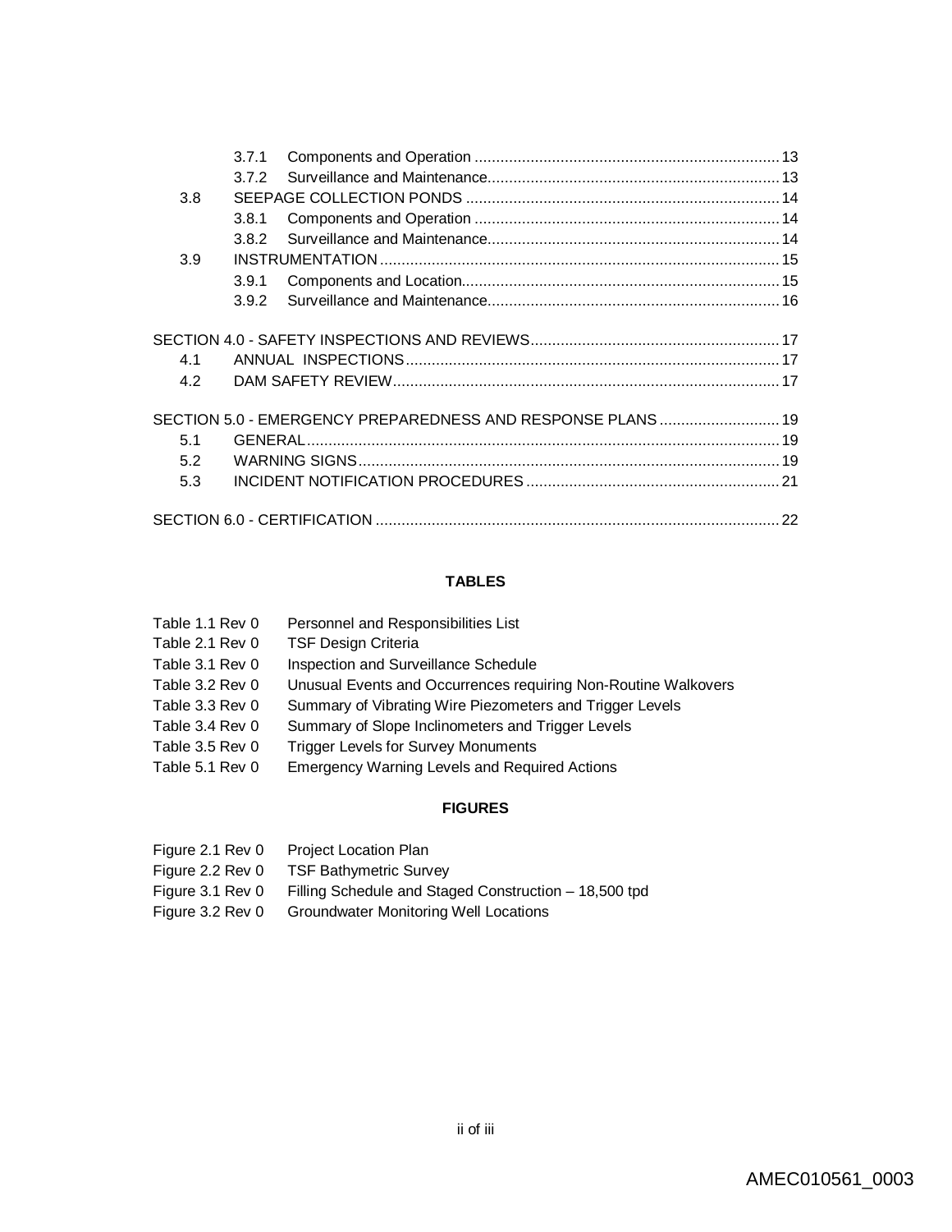| | | |
|---|---|---|
| 3.7.1 | Components and Operation | 13 |
| 3.7.2 | Surveillance and Maintenance | 13 |
| 3.8 | SEEPAGE COLLECTION PONDS | 14 |
| 3.8.1 | Components and Operation | 14 |
| 3.8.2 | Surveillance and Maintenance | 14 |
| 3.9 | INSTRUMENTATION | 15 |
| 3.9.1 | Components and Location | 15 |
| 3.9.2 | Surveillance and Maintenance | 16 |

SECTION 4.0 - SAFETY INSPECTIONS AND REVIEWS ........ 17

| | | |
|---|---|---|
| 4.1 | ANNUAL INSPECTIONS | 17 |
| 4.2 | DAM SAFETY REVIEW | 17 |

SECTION 5.0 - EMERGENCY PREPAREDNESS AND RESPONSE PLANS ........ 19

| | | |
|---|---|---|
| 5.1 | GENERAL | 19 |
| 5.2 | WARNING SIGNS | 19 |
| 5.3 | INCIDENT NOTIFICATION PROCEDURES | 21 |

SECTION 6.0 - CERTIFICATION ........ 22

**TABLES**

| | |
|---|---|
| Table 1.1 Rev 0 | Personnel and Responsibilities List |
| Table 2.1 Rev 0 | TSF Design Criteria |
| Table 3.1 Rev 0 | Inspection and Surveillance Schedule |
| Table 3.2 Rev 0 | Unusual Events and Occurrences requiring Non-Routine Walkovers |
| Table 3.3 Rev 0 | Summary of Vibrating Wire Piezometers and Trigger Levels |
| Table 3.4 Rev 0 | Summary of Slope Inclinometers and Trigger Levels |
| Table 3.5 Rev 0 | Trigger Levels for Survey Monuments |
| Table 5.1 Rev 0 | Emergency Warning Levels and Required Actions |

**FIGURES**

| | |
|---|---|
| Figure 2.1 Rev 0 | Project Location Plan |
| Figure 2.2 Rev 0 | TSF Bathymetric Survey |
| Figure 3.1 Rev 0 | Filling Schedule and Staged Construction – 18,500 tpd |
| Figure 3.2 Rev 0 | Groundwater Monitoring Well Locations |

AMEC010561_0003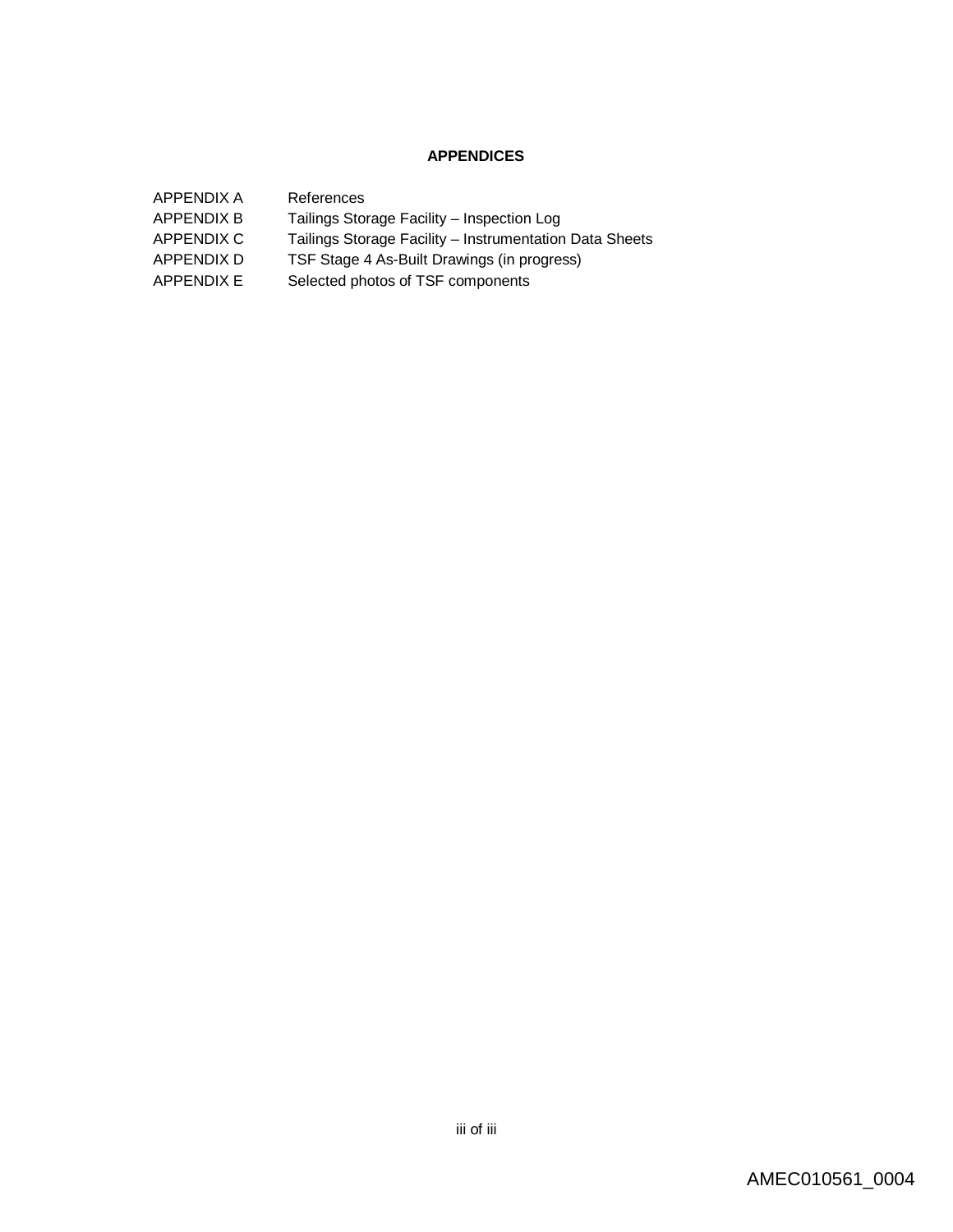**APPENDICES**

| | |
|---|---|
| APPENDIX A | References |
| APPENDIX B | Tailings Storage Facility – Inspection Log |
| APPENDIX C | Tailings Storage Facility – Instrumentation Data Sheets |
| APPENDIX D | TSF Stage 4 As-Built Drawings (in progress) |
| APPENDIX E | Selected photos of TSF components |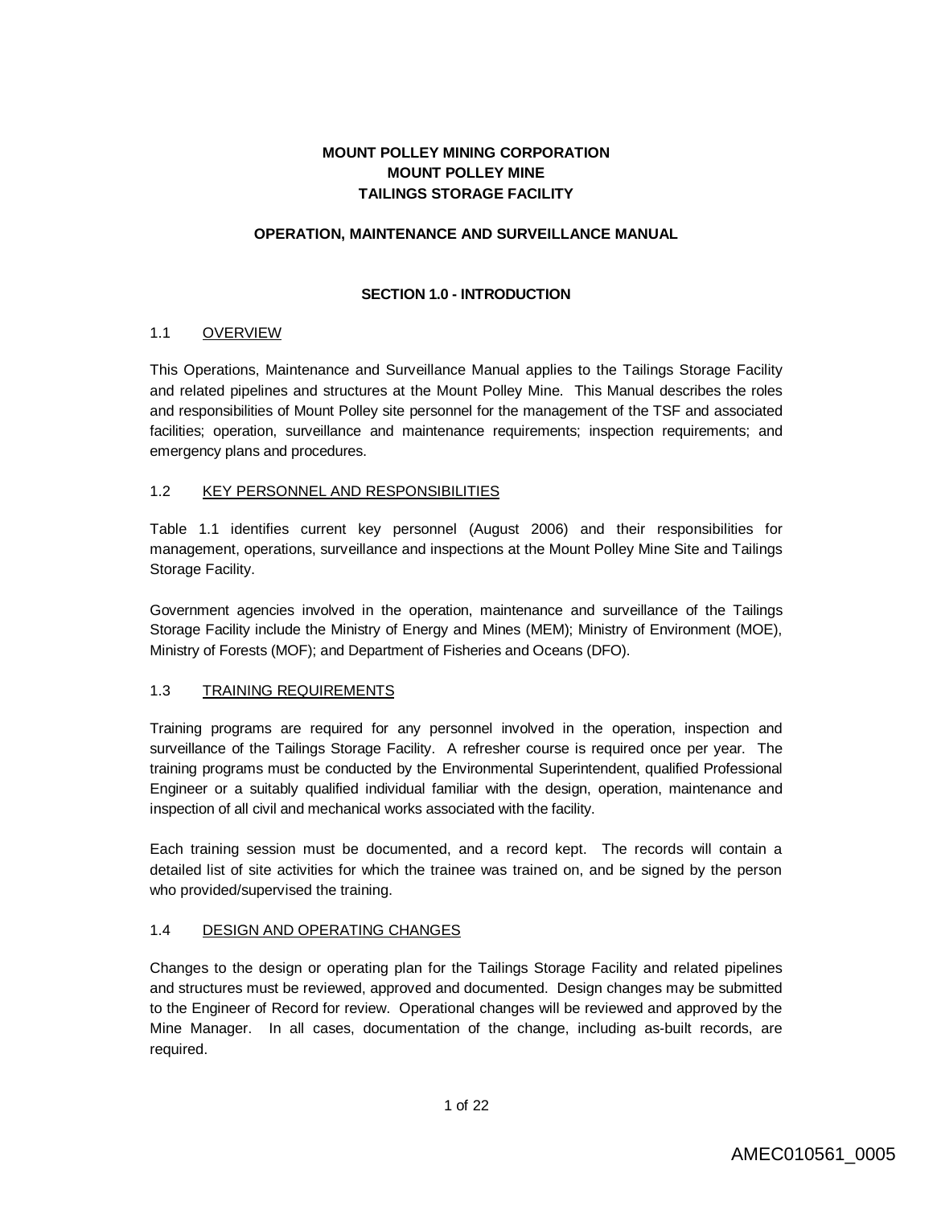**MOUNT POLLEY MINING CORPORATION**
**MOUNT POLLEY MINE**
**TAILINGS STORAGE FACILITY**

**OPERATION, MAINTENANCE AND SURVEILLANCE MANUAL**

# SECTION 1.0 - INTRODUCTION

## 1.1 OVERVIEW

This Operations, Maintenance and Surveillance Manual applies to the Tailings Storage Facility and related pipelines and structures at the Mount Polley Mine. This Manual describes the roles and responsibilities of Mount Polley site personnel for the management of the TSF and associated facilities; operation, surveillance and maintenance requirements; inspection requirements; and emergency plans and procedures.

## 1.2 KEY PERSONNEL AND RESPONSIBILITIES

Table 1.1 identifies current key personnel (August 2006) and their responsibilities for management, operations, surveillance and inspections at the Mount Polley Mine Site and Tailings Storage Facility.

Government agencies involved in the operation, maintenance and surveillance of the Tailings Storage Facility include the Ministry of Energy and Mines (MEM); Ministry of Environment (MOE), Ministry of Forests (MOF); and Department of Fisheries and Oceans (DFO).

## 1.3 TRAINING REQUIREMENTS

Training programs are required for any personnel involved in the operation, inspection and surveillance of the Tailings Storage Facility. A refresher course is required once per year. The training programs must be conducted by the Environmental Superintendent, qualified Professional Engineer or a suitably qualified individual familiar with the design, operation, maintenance and inspection of all civil and mechanical works associated with the facility.

Each training session must be documented, and a record kept. The records will contain a detailed list of site activities for which the trainee was trained on, and be signed by the person who provided/supervised the training.

## 1.4 DESIGN AND OPERATING CHANGES

Changes to the design or operating plan for the Tailings Storage Facility and related pipelines and structures must be reviewed, approved and documented. Design changes may be submitted to the Engineer of Record for review. Operational changes will be reviewed and approved by the Mine Manager. In all cases, documentation of the change, including as-built records, are required.

AMEC010561_0005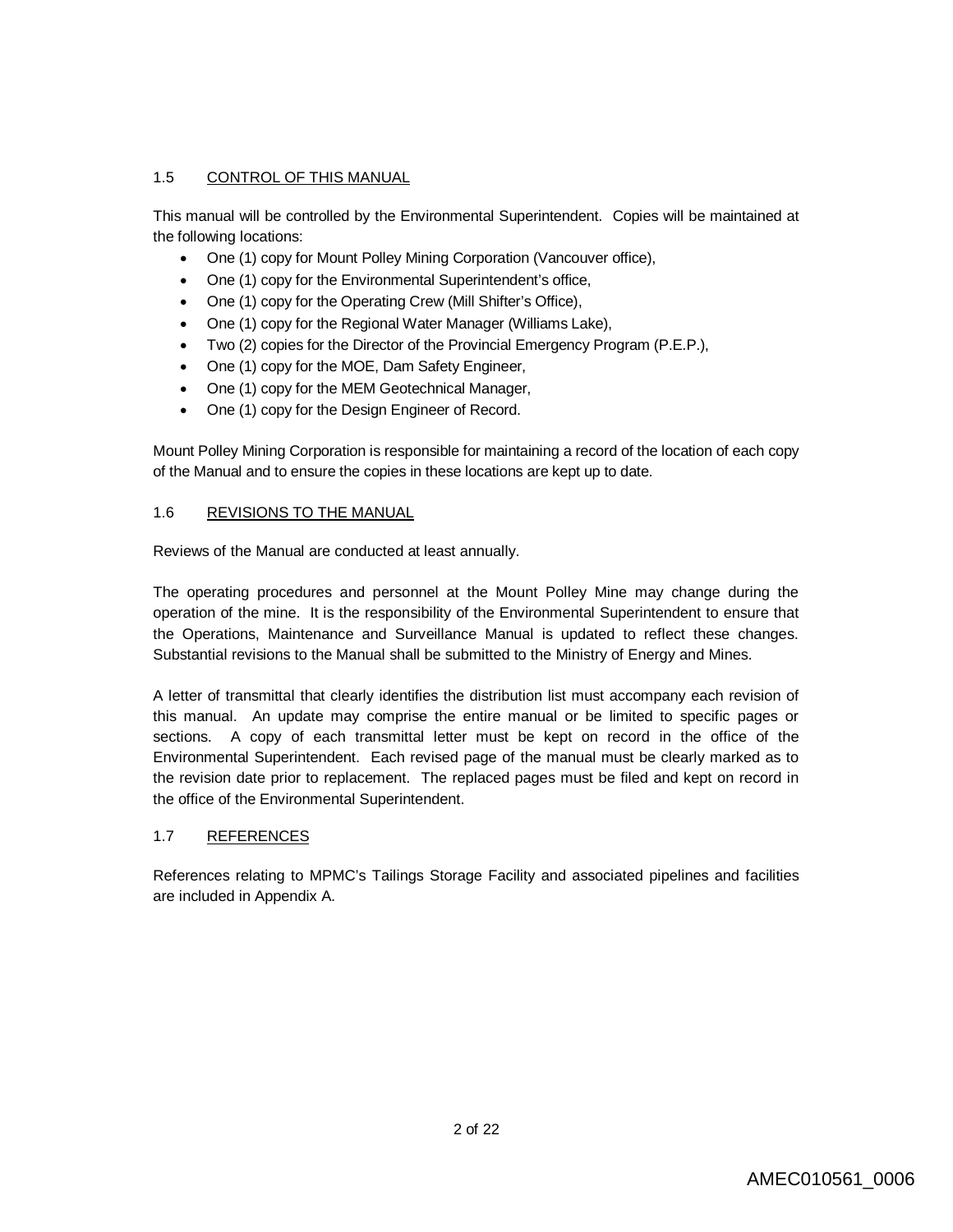## 1.5 CONTROL OF THIS MANUAL

This manual will be controlled by the Environmental Superintendent. Copies will be maintained at the following locations:

- One (1) copy for Mount Polley Mining Corporation (Vancouver office),
- One (1) copy for the Environmental Superintendent's office,
- One (1) copy for the Operating Crew (Mill Shifter's Office),
- One (1) copy for the Regional Water Manager (Williams Lake),
- Two (2) copies for the Director of the Provincial Emergency Program (P.E.P.),
- One (1) copy for the MOE, Dam Safety Engineer,
- One (1) copy for the MEM Geotechnical Manager,
- One (1) copy for the Design Engineer of Record.

Mount Polley Mining Corporation is responsible for maintaining a record of the location of each copy of the Manual and to ensure the copies in these locations are kept up to date.

## 1.6 REVISIONS TO THE MANUAL

Reviews of the Manual are conducted at least annually.

The operating procedures and personnel at the Mount Polley Mine may change during the operation of the mine. It is the responsibility of the Environmental Superintendent to ensure that the Operations, Maintenance and Surveillance Manual is updated to reflect these changes. Substantial revisions to the Manual shall be submitted to the Ministry of Energy and Mines.

A letter of transmittal that clearly identifies the distribution list must accompany each revision of this manual. An update may comprise the entire manual or be limited to specific pages or sections. A copy of each transmittal letter must be kept on record in the office of the Environmental Superintendent. Each revised page of the manual must be clearly marked as to the revision date prior to replacement. The replaced pages must be filed and kept on record in the office of the Environmental Superintendent.

## 1.7 REFERENCES

References relating to MPMC's Tailings Storage Facility and associated pipelines and facilities are included in Appendix A.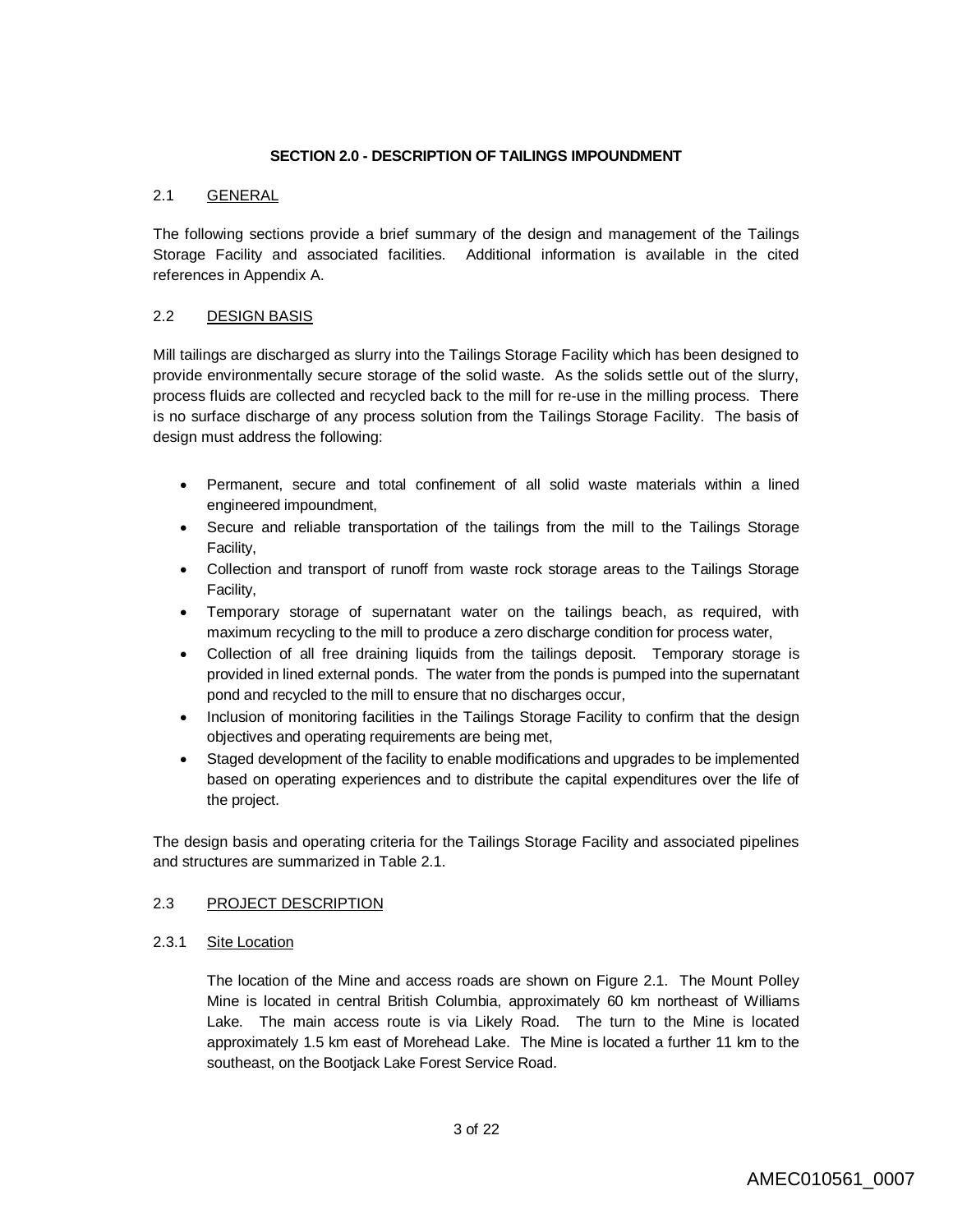# SECTION 2.0 - DESCRIPTION OF TAILINGS IMPOUNDMENT

## 2.1 GENERAL

The following sections provide a brief summary of the design and management of the Tailings Storage Facility and associated facilities. Additional information is available in the cited references in Appendix A.

## 2.2 DESIGN BASIS

Mill tailings are discharged as slurry into the Tailings Storage Facility which has been designed to provide environmentally secure storage of the solid waste. As the solids settle out of the slurry, process fluids are collected and recycled back to the mill for re-use in the milling process. There is no surface discharge of any process solution from the Tailings Storage Facility. The basis of design must address the following:

- Permanent, secure and total confinement of all solid waste materials within a lined engineered impoundment,
- Secure and reliable transportation of the tailings from the mill to the Tailings Storage Facility,
- Collection and transport of runoff from waste rock storage areas to the Tailings Storage Facility,
- Temporary storage of supernatant water on the tailings beach, as required, with maximum recycling to the mill to produce a zero discharge condition for process water,
- Collection of all free draining liquids from the tailings deposit. Temporary storage is provided in lined external ponds. The water from the ponds is pumped into the supernatant pond and recycled to the mill to ensure that no discharges occur,
- Inclusion of monitoring facilities in the Tailings Storage Facility to confirm that the design objectives and operating requirements are being met,
- Staged development of the facility to enable modifications and upgrades to be implemented based on operating experiences and to distribute the capital expenditures over the life of the project.

The design basis and operating criteria for the Tailings Storage Facility and associated pipelines and structures are summarized in Table 2.1.

## 2.3 PROJECT DESCRIPTION

### 2.3.1 Site Location

The location of the Mine and access roads are shown on Figure 2.1. The Mount Polley Mine is located in central British Columbia, approximately 60 km northeast of Williams Lake. The main access route is via Likely Road. The turn to the Mine is located approximately 1.5 km east of Morehead Lake. The Mine is located a further 11 km to the southeast, on the Bootjack Lake Forest Service Road.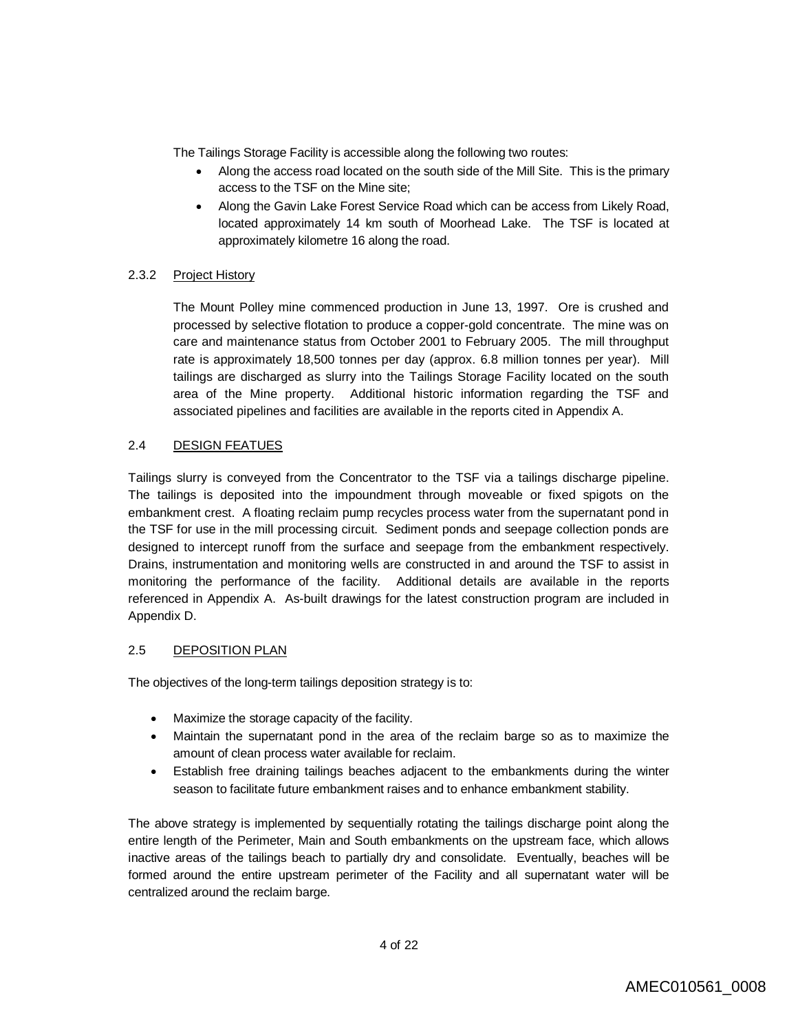The Tailings Storage Facility is accessible along the following two routes:

- Along the access road located on the south side of the Mill Site. This is the primary access to the TSF on the Mine site;
- Along the Gavin Lake Forest Service Road which can be access from Likely Road, located approximately 14 km south of Moorhead Lake. The TSF is located at approximately kilometre 16 along the road.

### 2.3.2 Project History

The Mount Polley mine commenced production in June 13, 1997. Ore is crushed and processed by selective flotation to produce a copper-gold concentrate. The mine was on care and maintenance status from October 2001 to February 2005. The mill throughput rate is approximately 18,500 tonnes per day (approx. 6.8 million tonnes per year). Mill tailings are discharged as slurry into the Tailings Storage Facility located on the south area of the Mine property. Additional historic information regarding the TSF and associated pipelines and facilities are available in the reports cited in Appendix A.

## 2.4 DESIGN FEATUES

Tailings slurry is conveyed from the Concentrator to the TSF via a tailings discharge pipeline. The tailings is deposited into the impoundment through moveable or fixed spigots on the embankment crest. A floating reclaim pump recycles process water from the supernatant pond in the TSF for use in the mill processing circuit. Sediment ponds and seepage collection ponds are designed to intercept runoff from the surface and seepage from the embankment respectively. Drains, instrumentation and monitoring wells are constructed in and around the TSF to assist in monitoring the performance of the facility. Additional details are available in the reports referenced in Appendix A. As-built drawings for the latest construction program are included in Appendix D.

## 2.5 DEPOSITION PLAN

The objectives of the long-term tailings deposition strategy is to:

- Maximize the storage capacity of the facility.
- Maintain the supernatant pond in the area of the reclaim barge so as to maximize the amount of clean process water available for reclaim.
- Establish free draining tailings beaches adjacent to the embankments during the winter season to facilitate future embankment raises and to enhance embankment stability.

The above strategy is implemented by sequentially rotating the tailings discharge point along the entire length of the Perimeter, Main and South embankments on the upstream face, which allows inactive areas of the tailings beach to partially dry and consolidate. Eventually, beaches will be formed around the entire upstream perimeter of the Facility and all supernatant water will be centralized around the reclaim barge.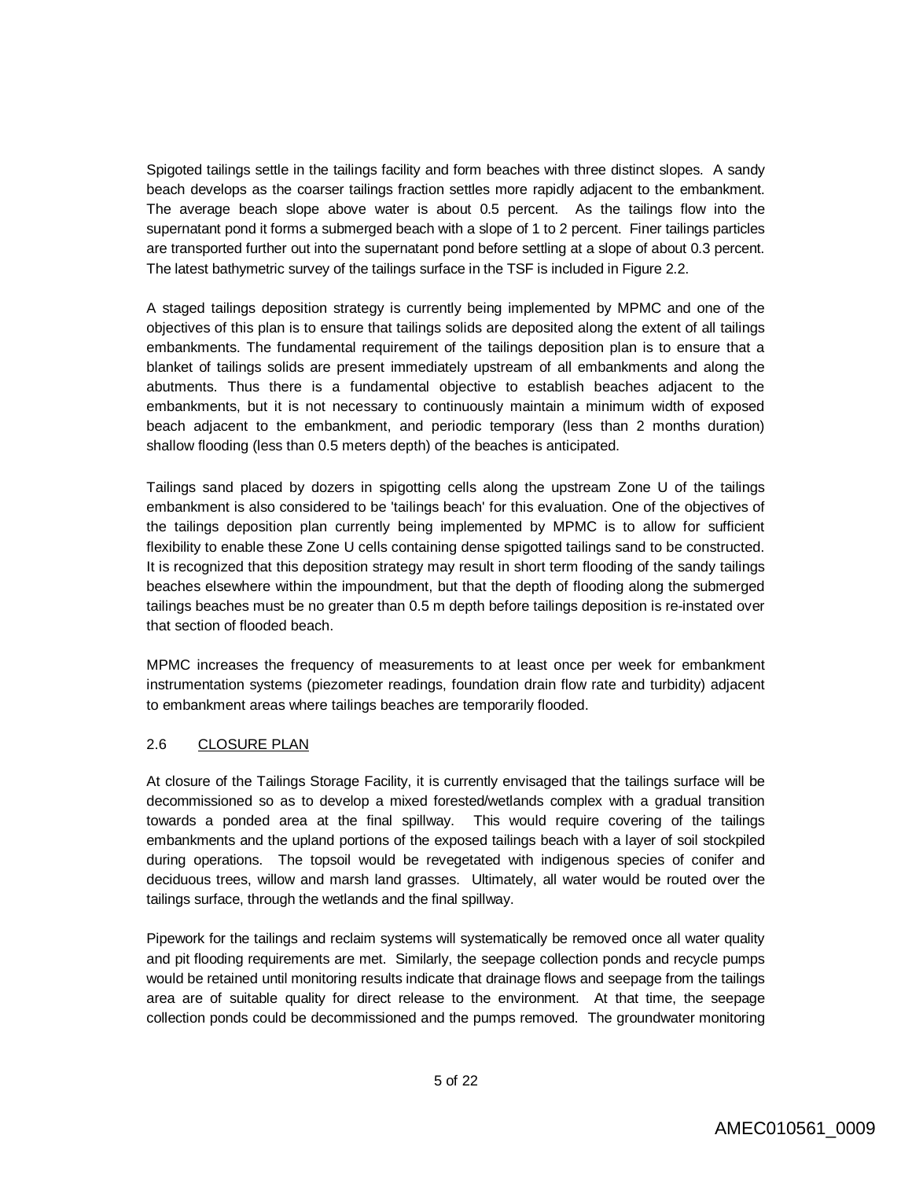Spigoted tailings settle in the tailings facility and form beaches with three distinct slopes. A sandy beach develops as the coarser tailings fraction settles more rapidly adjacent to the embankment. The average beach slope above water is about 0.5 percent. As the tailings flow into the supernatant pond it forms a submerged beach with a slope of 1 to 2 percent. Finer tailings particles are transported further out into the supernatant pond before settling at a slope of about 0.3 percent. The latest bathymetric survey of the tailings surface in the TSF is included in Figure 2.2.

A staged tailings deposition strategy is currently being implemented by MPMC and one of the objectives of this plan is to ensure that tailings solids are deposited along the extent of all tailings embankments. The fundamental requirement of the tailings deposition plan is to ensure that a blanket of tailings solids are present immediately upstream of all embankments and along the abutments. Thus there is a fundamental objective to establish beaches adjacent to the embankments, but it is not necessary to continuously maintain a minimum width of exposed beach adjacent to the embankment, and periodic temporary (less than 2 months duration) shallow flooding (less than 0.5 meters depth) of the beaches is anticipated.

Tailings sand placed by dozers in spigotting cells along the upstream Zone U of the tailings embankment is also considered to be 'tailings beach' for this evaluation. One of the objectives of the tailings deposition plan currently being implemented by MPMC is to allow for sufficient flexibility to enable these Zone U cells containing dense spigotted tailings sand to be constructed. It is recognized that this deposition strategy may result in short term flooding of the sandy tailings beaches elsewhere within the impoundment, but that the depth of flooding along the submerged tailings beaches must be no greater than 0.5 m depth before tailings deposition is re-instated over that section of flooded beach.

MPMC increases the frequency of measurements to at least once per week for embankment instrumentation systems (piezometer readings, foundation drain flow rate and turbidity) adjacent to embankment areas where tailings beaches are temporarily flooded.

## 2.6 CLOSURE PLAN

At closure of the Tailings Storage Facility, it is currently envisaged that the tailings surface will be decommissioned so as to develop a mixed forested/wetlands complex with a gradual transition towards a ponded area at the final spillway. This would require covering of the tailings embankments and the upland portions of the exposed tailings beach with a layer of soil stockpiled during operations. The topsoil would be revegetated with indigenous species of conifer and deciduous trees, willow and marsh land grasses. Ultimately, all water would be routed over the tailings surface, through the wetlands and the final spillway.

Pipework for the tailings and reclaim systems will systematically be removed once all water quality and pit flooding requirements are met. Similarly, the seepage collection ponds and recycle pumps would be retained until monitoring results indicate that drainage flows and seepage from the tailings area are of suitable quality for direct release to the environment. At that time, the seepage collection ponds could be decommissioned and the pumps removed. The groundwater monitoring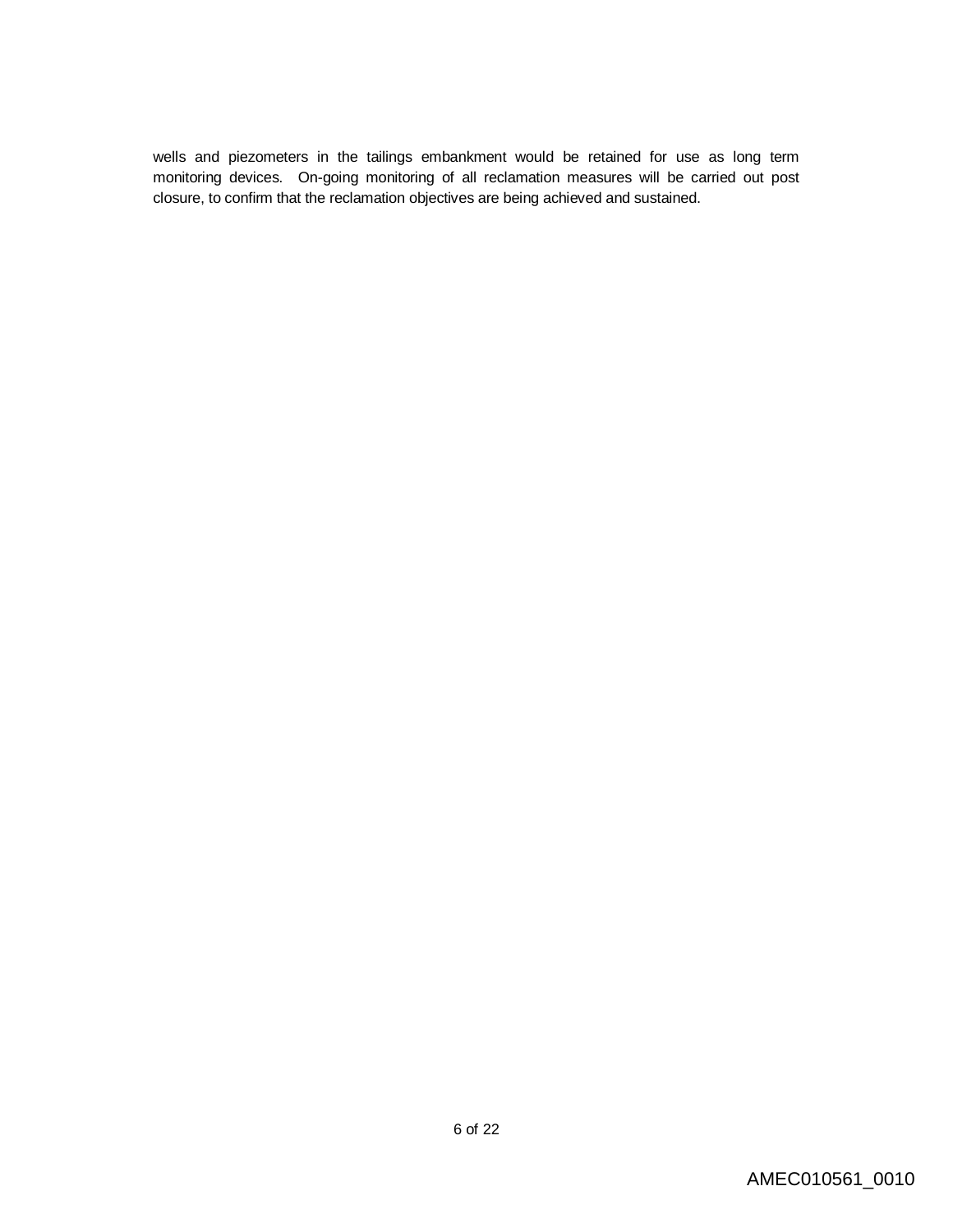wells and piezometers in the tailings embankment would be retained for use as long term monitoring devices. On-going monitoring of all reclamation measures will be carried out post closure, to confirm that the reclamation objectives are being achieved and sustained.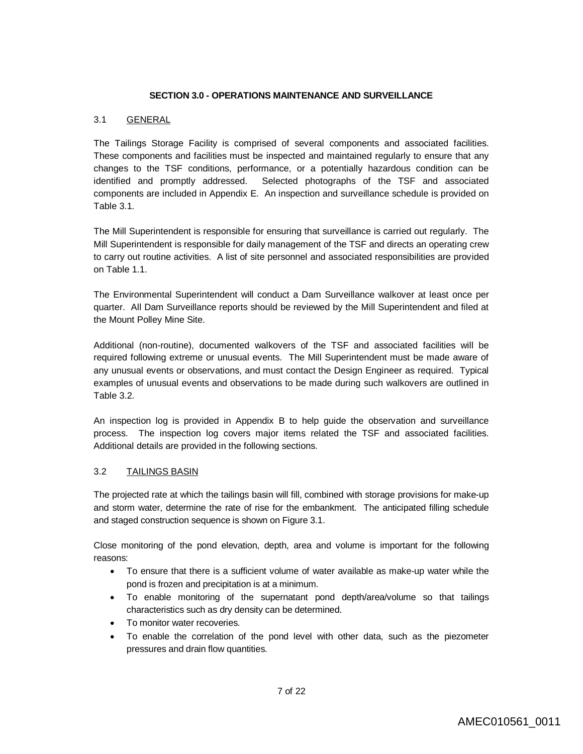# SECTION 3.0 - OPERATIONS MAINTENANCE AND SURVEILLANCE

## 3.1 GENERAL

The Tailings Storage Facility is comprised of several components and associated facilities. These components and facilities must be inspected and maintained regularly to ensure that any changes to the TSF conditions, performance, or a potentially hazardous condition can be identified and promptly addressed. Selected photographs of the TSF and associated components are included in Appendix E. An inspection and surveillance schedule is provided on Table 3.1.

The Mill Superintendent is responsible for ensuring that surveillance is carried out regularly. The Mill Superintendent is responsible for daily management of the TSF and directs an operating crew to carry out routine activities. A list of site personnel and associated responsibilities are provided on Table 1.1.

The Environmental Superintendent will conduct a Dam Surveillance walkover at least once per quarter. All Dam Surveillance reports should be reviewed by the Mill Superintendent and filed at the Mount Polley Mine Site.

Additional (non-routine), documented walkovers of the TSF and associated facilities will be required following extreme or unusual events. The Mill Superintendent must be made aware of any unusual events or observations, and must contact the Design Engineer as required. Typical examples of unusual events and observations to be made during such walkovers are outlined in Table 3.2.

An inspection log is provided in Appendix B to help guide the observation and surveillance process. The inspection log covers major items related the TSF and associated facilities. Additional details are provided in the following sections.

## 3.2 TAILINGS BASIN

The projected rate at which the tailings basin will fill, combined with storage provisions for make-up and storm water, determine the rate of rise for the embankment. The anticipated filling schedule and staged construction sequence is shown on Figure 3.1.

Close monitoring of the pond elevation, depth, area and volume is important for the following reasons:

- To ensure that there is a sufficient volume of water available as make-up water while the pond is frozen and precipitation is at a minimum.
- To enable monitoring of the supernatant pond depth/area/volume so that tailings characteristics such as dry density can be determined.
- To monitor water recoveries.
- To enable the correlation of the pond level with other data, such as the piezometer pressures and drain flow quantities.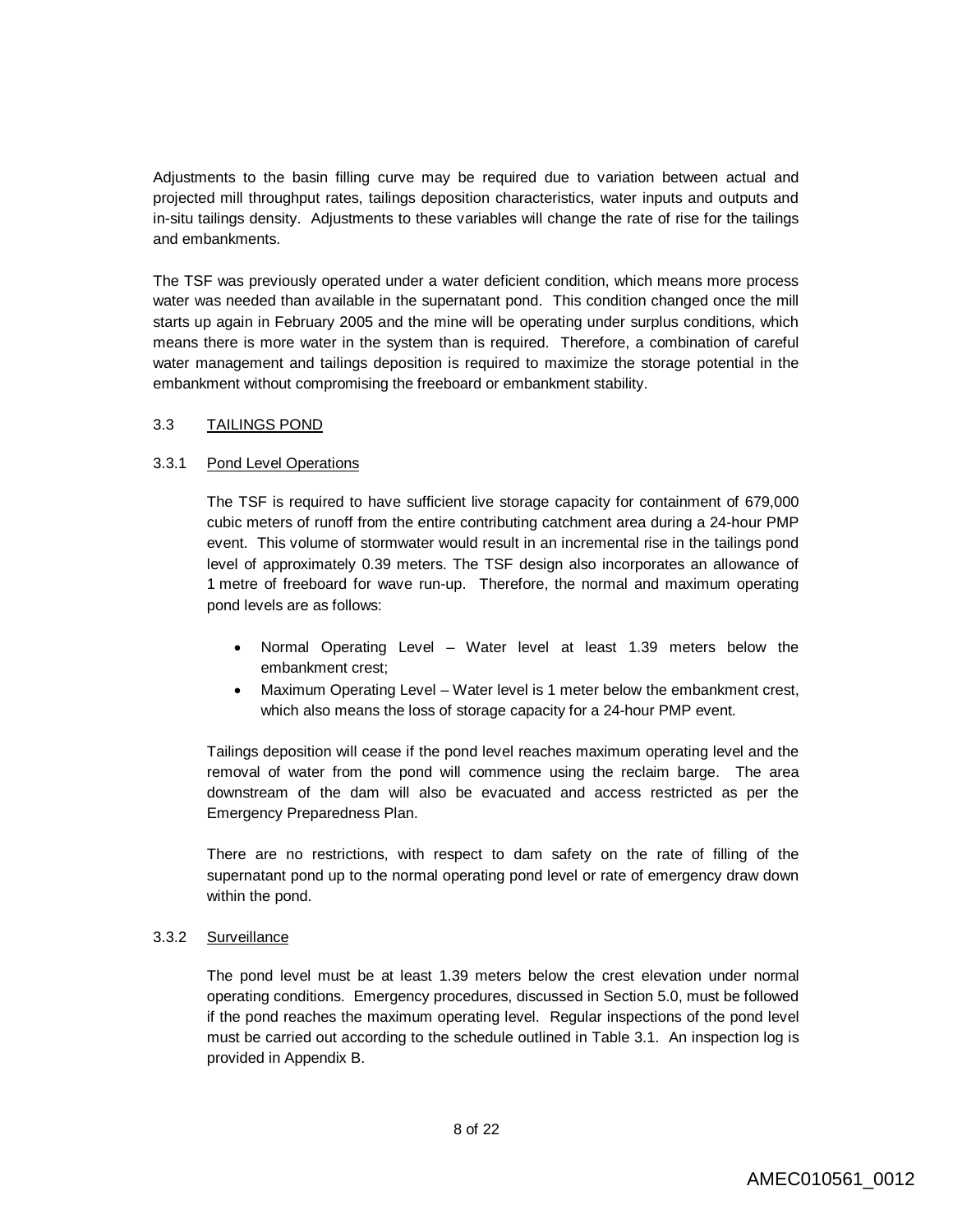Adjustments to the basin filling curve may be required due to variation between actual and projected mill throughput rates, tailings deposition characteristics, water inputs and outputs and in-situ tailings density. Adjustments to these variables will change the rate of rise for the tailings and embankments.

The TSF was previously operated under a water deficient condition, which means more process water was needed than available in the supernatant pond. This condition changed once the mill starts up again in February 2005 and the mine will be operating under surplus conditions, which means there is more water in the system than is required. Therefore, a combination of careful water management and tailings deposition is required to maximize the storage potential in the embankment without compromising the freeboard or embankment stability.

## 3.3 TAILINGS POND

### 3.3.1 Pond Level Operations

The TSF is required to have sufficient live storage capacity for containment of 679,000 cubic meters of runoff from the entire contributing catchment area during a 24-hour PMP event. This volume of stormwater would result in an incremental rise in the tailings pond level of approximately 0.39 meters. The TSF design also incorporates an allowance of 1 metre of freeboard for wave run-up. Therefore, the normal and maximum operating pond levels are as follows:

- Normal Operating Level – Water level at least 1.39 meters below the embankment crest;
- Maximum Operating Level – Water level is 1 meter below the embankment crest, which also means the loss of storage capacity for a 24-hour PMP event.

Tailings deposition will cease if the pond level reaches maximum operating level and the removal of water from the pond will commence using the reclaim barge. The area downstream of the dam will also be evacuated and access restricted as per the Emergency Preparedness Plan.

There are no restrictions, with respect to dam safety on the rate of filling of the supernatant pond up to the normal operating pond level or rate of emergency draw down within the pond.

### 3.3.2 Surveillance

The pond level must be at least 1.39 meters below the crest elevation under normal operating conditions. Emergency procedures, discussed in Section 5.0, must be followed if the pond reaches the maximum operating level. Regular inspections of the pond level must be carried out according to the schedule outlined in Table 3.1. An inspection log is provided in Appendix B.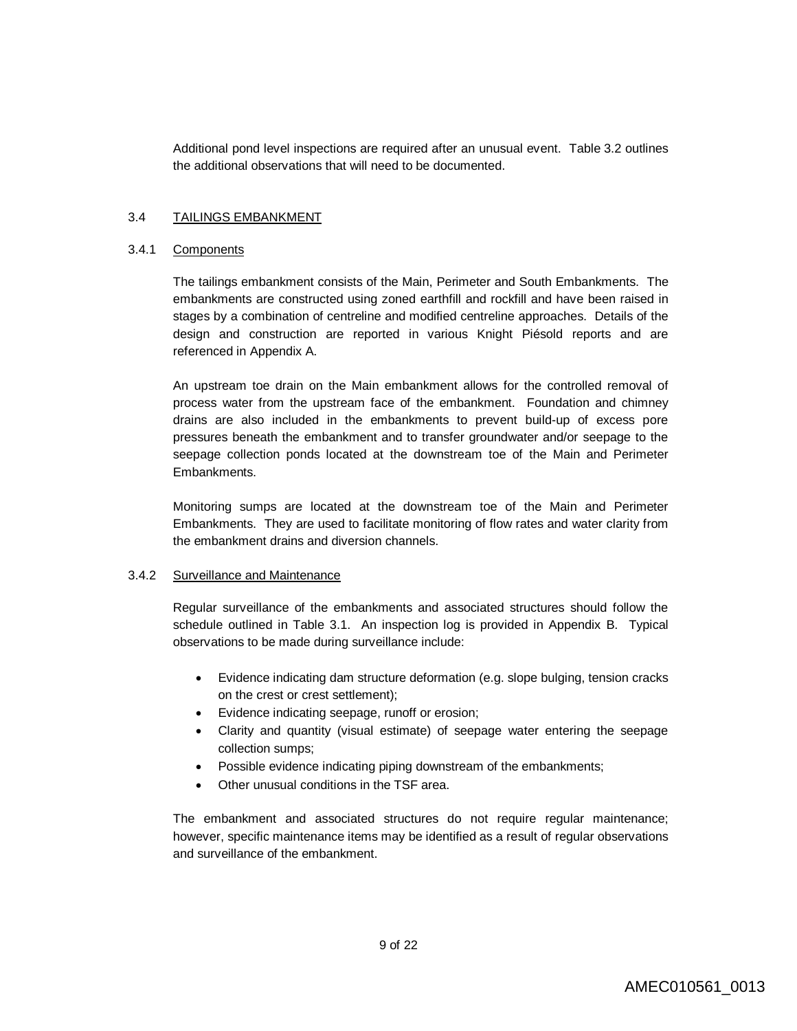Additional pond level inspections are required after an unusual event. Table 3.2 outlines the additional observations that will need to be documented.

## 3.4 TAILINGS EMBANKMENT

### 3.4.1 Components

The tailings embankment consists of the Main, Perimeter and South Embankments. The embankments are constructed using zoned earthfill and rockfill and have been raised in stages by a combination of centreline and modified centreline approaches. Details of the design and construction are reported in various Knight Piésold reports and are referenced in Appendix A.

An upstream toe drain on the Main embankment allows for the controlled removal of process water from the upstream face of the embankment. Foundation and chimney drains are also included in the embankments to prevent build-up of excess pore pressures beneath the embankment and to transfer groundwater and/or seepage to the seepage collection ponds located at the downstream toe of the Main and Perimeter Embankments.

Monitoring sumps are located at the downstream toe of the Main and Perimeter Embankments. They are used to facilitate monitoring of flow rates and water clarity from the embankment drains and diversion channels.

### 3.4.2 Surveillance and Maintenance

Regular surveillance of the embankments and associated structures should follow the schedule outlined in Table 3.1. An inspection log is provided in Appendix B. Typical observations to be made during surveillance include:

- Evidence indicating dam structure deformation (e.g. slope bulging, tension cracks on the crest or crest settlement);
- Evidence indicating seepage, runoff or erosion;
- Clarity and quantity (visual estimate) of seepage water entering the seepage collection sumps;
- Possible evidence indicating piping downstream of the embankments;
- Other unusual conditions in the TSF area.

The embankment and associated structures do not require regular maintenance; however, specific maintenance items may be identified as a result of regular observations and surveillance of the embankment.

AMEC010561_0013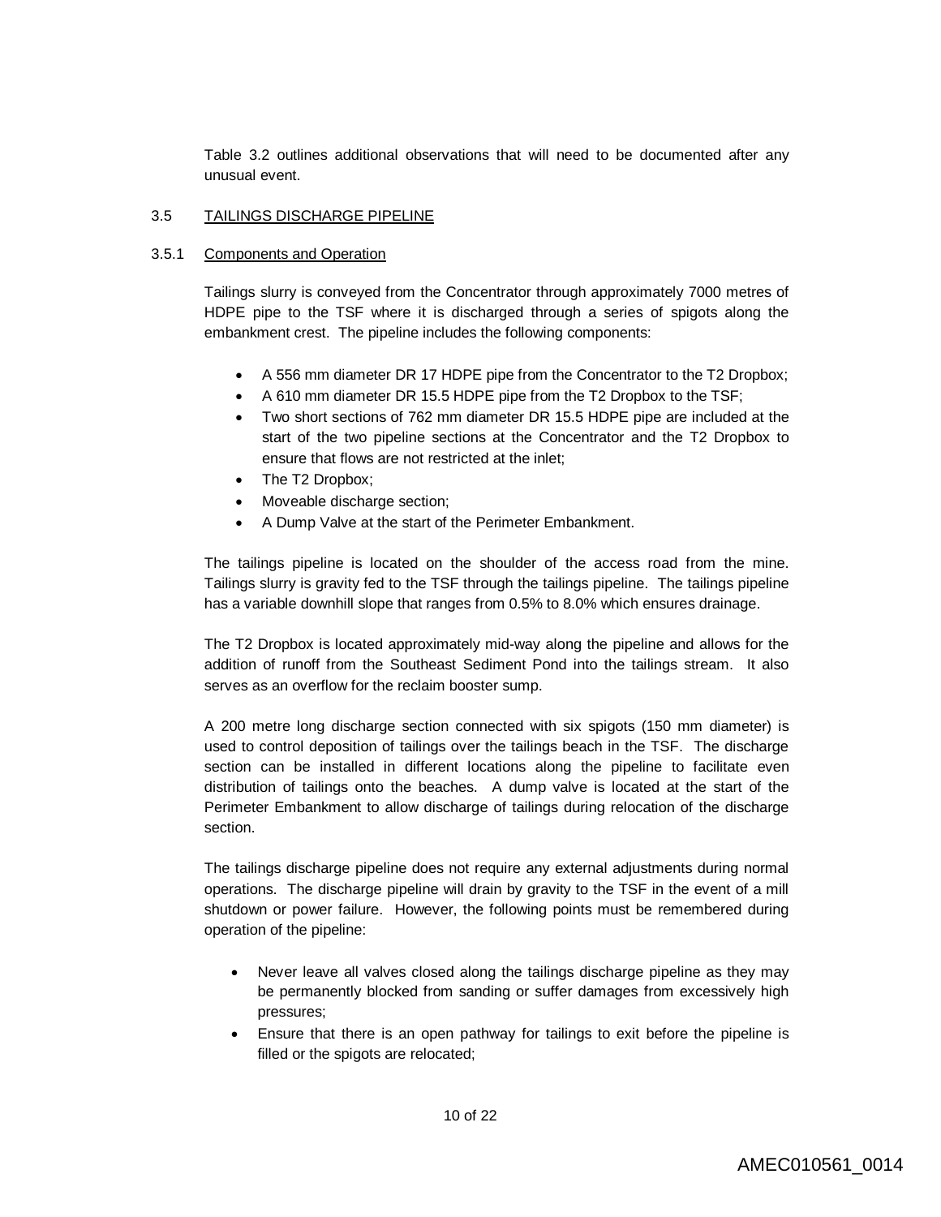Table 3.2 outlines additional observations that will need to be documented after any unusual event.

## 3.5 TAILINGS DISCHARGE PIPELINE

### 3.5.1 Components and Operation

Tailings slurry is conveyed from the Concentrator through approximately 7000 metres of HDPE pipe to the TSF where it is discharged through a series of spigots along the embankment crest. The pipeline includes the following components:

- A 556 mm diameter DR 17 HDPE pipe from the Concentrator to the T2 Dropbox;
- A 610 mm diameter DR 15.5 HDPE pipe from the T2 Dropbox to the TSF;
- Two short sections of 762 mm diameter DR 15.5 HDPE pipe are included at the start of the two pipeline sections at the Concentrator and the T2 Dropbox to ensure that flows are not restricted at the inlet;
- The T2 Dropbox;
- Moveable discharge section;
- A Dump Valve at the start of the Perimeter Embankment.

The tailings pipeline is located on the shoulder of the access road from the mine. Tailings slurry is gravity fed to the TSF through the tailings pipeline. The tailings pipeline has a variable downhill slope that ranges from 0.5% to 8.0% which ensures drainage.

The T2 Dropbox is located approximately mid-way along the pipeline and allows for the addition of runoff from the Southeast Sediment Pond into the tailings stream. It also serves as an overflow for the reclaim booster sump.

A 200 metre long discharge section connected with six spigots (150 mm diameter) is used to control deposition of tailings over the tailings beach in the TSF. The discharge section can be installed in different locations along the pipeline to facilitate even distribution of tailings onto the beaches. A dump valve is located at the start of the Perimeter Embankment to allow discharge of tailings during relocation of the discharge section.

The tailings discharge pipeline does not require any external adjustments during normal operations. The discharge pipeline will drain by gravity to the TSF in the event of a mill shutdown or power failure. However, the following points must be remembered during operation of the pipeline:

- Never leave all valves closed along the tailings discharge pipeline as they may be permanently blocked from sanding or suffer damages from excessively high pressures;
- Ensure that there is an open pathway for tailings to exit before the pipeline is filled or the spigots are relocated;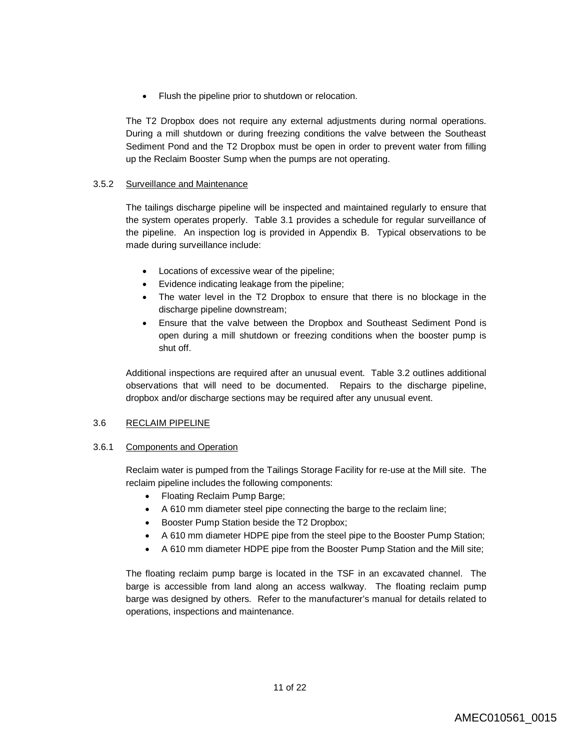- Flush the pipeline prior to shutdown or relocation.

The T2 Dropbox does not require any external adjustments during normal operations. During a mill shutdown or during freezing conditions the valve between the Southeast Sediment Pond and the T2 Dropbox must be open in order to prevent water from filling up the Reclaim Booster Sump when the pumps are not operating.

### 3.5.2 Surveillance and Maintenance

The tailings discharge pipeline will be inspected and maintained regularly to ensure that the system operates properly. Table 3.1 provides a schedule for regular surveillance of the pipeline. An inspection log is provided in Appendix B. Typical observations to be made during surveillance include:

- Locations of excessive wear of the pipeline;
- Evidence indicating leakage from the pipeline;
- The water level in the T2 Dropbox to ensure that there is no blockage in the discharge pipeline downstream;
- Ensure that the valve between the Dropbox and Southeast Sediment Pond is open during a mill shutdown or freezing conditions when the booster pump is shut off.

Additional inspections are required after an unusual event. Table 3.2 outlines additional observations that will need to be documented. Repairs to the discharge pipeline, dropbox and/or discharge sections may be required after any unusual event.

## 3.6 RECLAIM PIPELINE

### 3.6.1 Components and Operation

Reclaim water is pumped from the Tailings Storage Facility for re-use at the Mill site. The reclaim pipeline includes the following components:

- Floating Reclaim Pump Barge;
- A 610 mm diameter steel pipe connecting the barge to the reclaim line;
- Booster Pump Station beside the T2 Dropbox;
- A 610 mm diameter HDPE pipe from the steel pipe to the Booster Pump Station;
- A 610 mm diameter HDPE pipe from the Booster Pump Station and the Mill site;

The floating reclaim pump barge is located in the TSF in an excavated channel. The barge is accessible from land along an access walkway. The floating reclaim pump barge was designed by others. Refer to the manufacturer's manual for details related to operations, inspections and maintenance.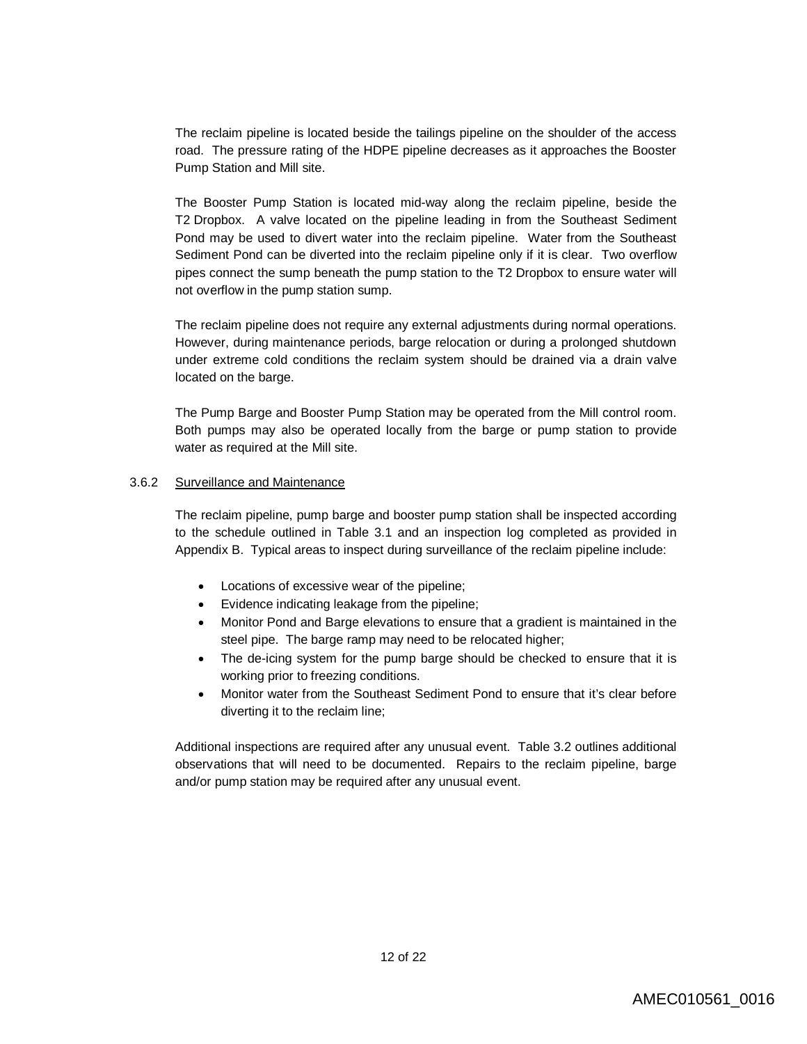The reclaim pipeline is located beside the tailings pipeline on the shoulder of the access road. The pressure rating of the HDPE pipeline decreases as it approaches the Booster Pump Station and Mill site.

The Booster Pump Station is located mid-way along the reclaim pipeline, beside the T2 Dropbox. A valve located on the pipeline leading in from the Southeast Sediment Pond may be used to divert water into the reclaim pipeline. Water from the Southeast Sediment Pond can be diverted into the reclaim pipeline only if it is clear. Two overflow pipes connect the sump beneath the pump station to the T2 Dropbox to ensure water will not overflow in the pump station sump.

The reclaim pipeline does not require any external adjustments during normal operations. However, during maintenance periods, barge relocation or during a prolonged shutdown under extreme cold conditions the reclaim system should be drained via a drain valve located on the barge.

The Pump Barge and Booster Pump Station may be operated from the Mill control room. Both pumps may also be operated locally from the barge or pump station to provide water as required at the Mill site.

#### 3.6.2 Surveillance and Maintenance

The reclaim pipeline, pump barge and booster pump station shall be inspected according to the schedule outlined in Table 3.1 and an inspection log completed as provided in Appendix B. Typical areas to inspect during surveillance of the reclaim pipeline include:

- Locations of excessive wear of the pipeline;
- Evidence indicating leakage from the pipeline;
- Monitor Pond and Barge elevations to ensure that a gradient is maintained in the steel pipe. The barge ramp may need to be relocated higher;
- The de-icing system for the pump barge should be checked to ensure that it is working prior to freezing conditions.
- Monitor water from the Southeast Sediment Pond to ensure that it's clear before diverting it to the reclaim line;

Additional inspections are required after any unusual event. Table 3.2 outlines additional observations that will need to be documented. Repairs to the reclaim pipeline, barge and/or pump station may be required after any unusual event.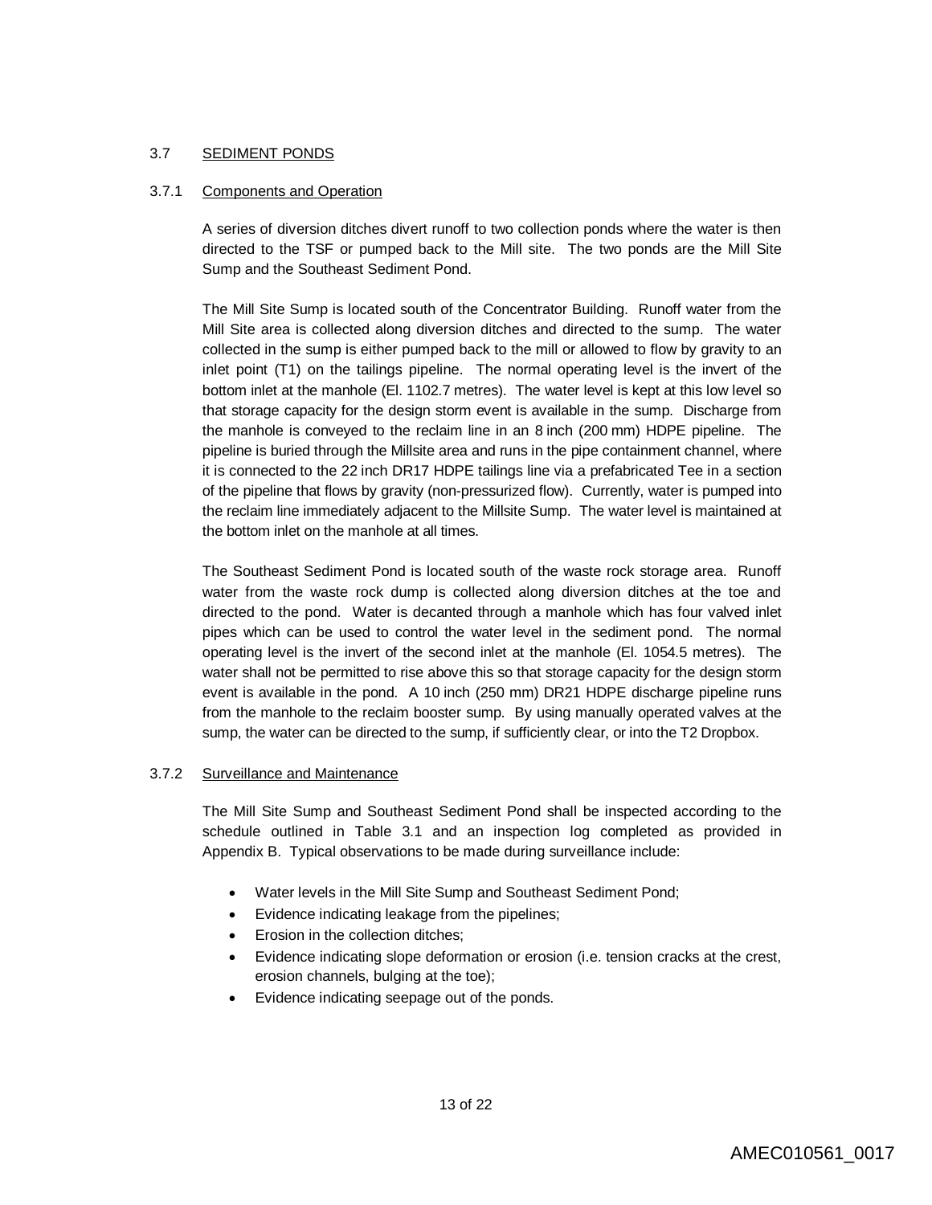### 3.7 SEDIMENT PONDS

#### 3.7.1 Components and Operation

A series of diversion ditches divert runoff to two collection ponds where the water is then directed to the TSF or pumped back to the Mill site. The two ponds are the Mill Site Sump and the Southeast Sediment Pond.

The Mill Site Sump is located south of the Concentrator Building. Runoff water from the Mill Site area is collected along diversion ditches and directed to the sump. The water collected in the sump is either pumped back to the mill or allowed to flow by gravity to an inlet point (T1) on the tailings pipeline. The normal operating level is the invert of the bottom inlet at the manhole (El. 1102.7 metres). The water level is kept at this low level so that storage capacity for the design storm event is available in the sump. Discharge from the manhole is conveyed to the reclaim line in an 8 inch (200 mm) HDPE pipeline. The pipeline is buried through the Millsite area and runs in the pipe containment channel, where it is connected to the 22 inch DR17 HDPE tailings line via a prefabricated Tee in a section of the pipeline that flows by gravity (non-pressurized flow). Currently, water is pumped into the reclaim line immediately adjacent to the Millsite Sump. The water level is maintained at the bottom inlet on the manhole at all times.

The Southeast Sediment Pond is located south of the waste rock storage area. Runoff water from the waste rock dump is collected along diversion ditches at the toe and directed to the pond. Water is decanted through a manhole which has four valved inlet pipes which can be used to control the water level in the sediment pond. The normal operating level is the invert of the second inlet at the manhole (El. 1054.5 metres). The water shall not be permitted to rise above this so that storage capacity for the design storm event is available in the pond. A 10 inch (250 mm) DR21 HDPE discharge pipeline runs from the manhole to the reclaim booster sump. By using manually operated valves at the sump, the water can be directed to the sump, if sufficiently clear, or into the T2 Dropbox.

#### 3.7.2 Surveillance and Maintenance

The Mill Site Sump and Southeast Sediment Pond shall be inspected according to the schedule outlined in Table 3.1 and an inspection log completed as provided in Appendix B. Typical observations to be made during surveillance include:

- Water levels in the Mill Site Sump and Southeast Sediment Pond;
- Evidence indicating leakage from the pipelines;
- Erosion in the collection ditches;
- Evidence indicating slope deformation or erosion (i.e. tension cracks at the crest, erosion channels, bulging at the toe);
- Evidence indicating seepage out of the ponds.

AMEC010561_0017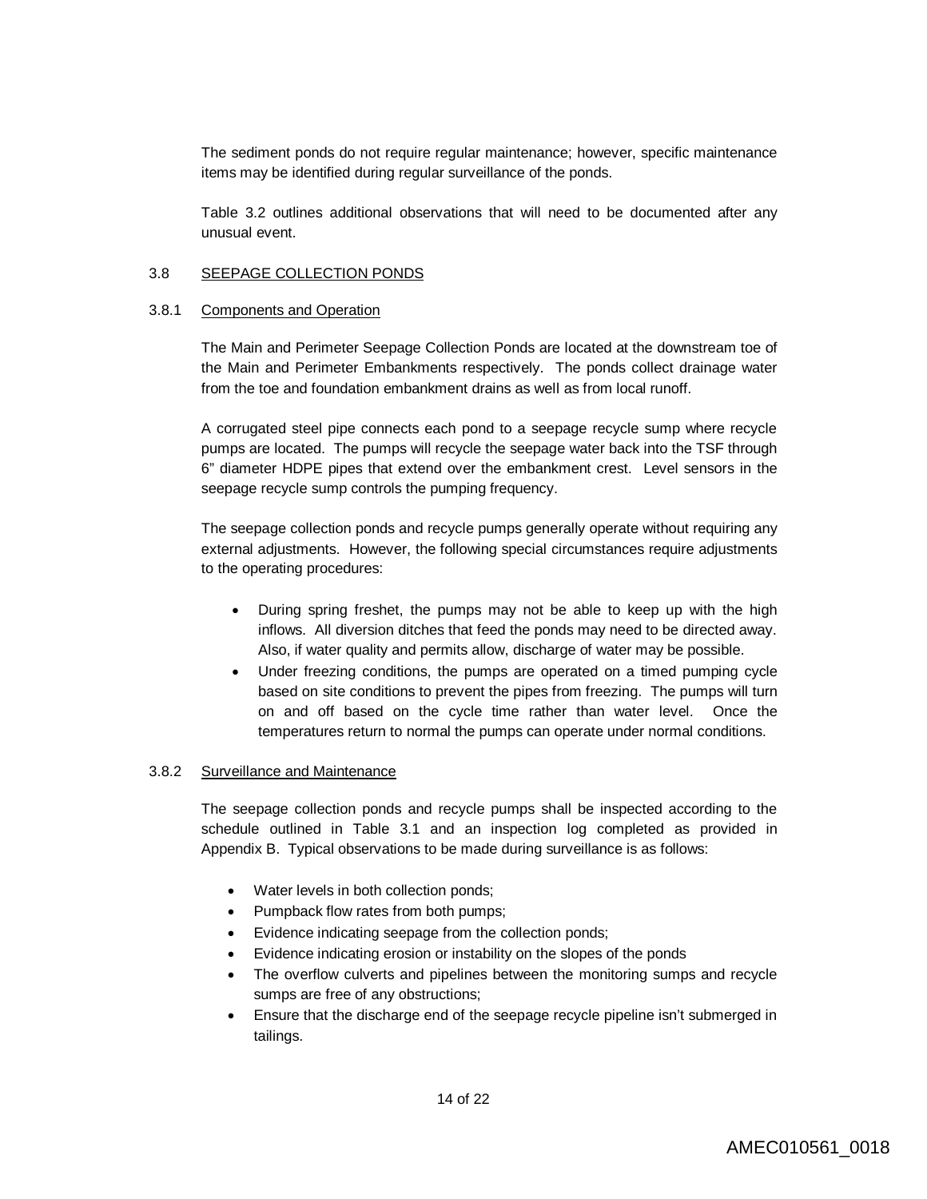The sediment ponds do not require regular maintenance; however, specific maintenance items may be identified during regular surveillance of the ponds.

Table 3.2 outlines additional observations that will need to be documented after any unusual event.

## 3.8 SEEPAGE COLLECTION PONDS

### 3.8.1 Components and Operation

The Main and Perimeter Seepage Collection Ponds are located at the downstream toe of the Main and Perimeter Embankments respectively. The ponds collect drainage water from the toe and foundation embankment drains as well as from local runoff.

A corrugated steel pipe connects each pond to a seepage recycle sump where recycle pumps are located. The pumps will recycle the seepage water back into the TSF through 6" diameter HDPE pipes that extend over the embankment crest. Level sensors in the seepage recycle sump controls the pumping frequency.

The seepage collection ponds and recycle pumps generally operate without requiring any external adjustments. However, the following special circumstances require adjustments to the operating procedures:

- During spring freshet, the pumps may not be able to keep up with the high inflows. All diversion ditches that feed the ponds may need to be directed away. Also, if water quality and permits allow, discharge of water may be possible.
- Under freezing conditions, the pumps are operated on a timed pumping cycle based on site conditions to prevent the pipes from freezing. The pumps will turn on and off based on the cycle time rather than water level. Once the temperatures return to normal the pumps can operate under normal conditions.

### 3.8.2 Surveillance and Maintenance

The seepage collection ponds and recycle pumps shall be inspected according to the schedule outlined in Table 3.1 and an inspection log completed as provided in Appendix B. Typical observations to be made during surveillance is as follows:

- Water levels in both collection ponds;
- Pumpback flow rates from both pumps;
- Evidence indicating seepage from the collection ponds;
- Evidence indicating erosion or instability on the slopes of the ponds
- The overflow culverts and pipelines between the monitoring sumps and recycle sumps are free of any obstructions;
- Ensure that the discharge end of the seepage recycle pipeline isn't submerged in tailings.

AMEC010561_0018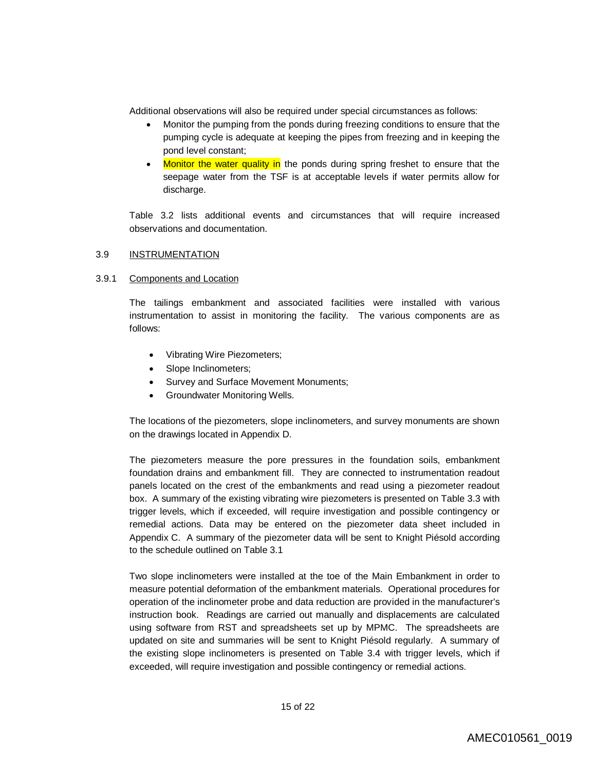Additional observations will also be required under special circumstances as follows:

- Monitor the pumping from the ponds during freezing conditions to ensure that the pumping cycle is adequate at keeping the pipes from freezing and in keeping the pond level constant;
- Monitor the water quality in the ponds during spring freshet to ensure that the seepage water from the TSF is at acceptable levels if water permits allow for discharge.

Table 3.2 lists additional events and circumstances that will require increased observations and documentation.

## 3.9 INSTRUMENTATION

### 3.9.1 Components and Location

The tailings embankment and associated facilities were installed with various instrumentation to assist in monitoring the facility. The various components are as follows:

- Vibrating Wire Piezometers;
- Slope Inclinometers;
- Survey and Surface Movement Monuments;
- Groundwater Monitoring Wells.

The locations of the piezometers, slope inclinometers, and survey monuments are shown on the drawings located in Appendix D.

The piezometers measure the pore pressures in the foundation soils, embankment foundation drains and embankment fill. They are connected to instrumentation readout panels located on the crest of the embankments and read using a piezometer readout box. A summary of the existing vibrating wire piezometers is presented on Table 3.3 with trigger levels, which if exceeded, will require investigation and possible contingency or remedial actions. Data may be entered on the piezometer data sheet included in Appendix C. A summary of the piezometer data will be sent to Knight Piésold according to the schedule outlined on Table 3.1

Two slope inclinometers were installed at the toe of the Main Embankment in order to measure potential deformation of the embankment materials. Operational procedures for operation of the inclinometer probe and data reduction are provided in the manufacturer's instruction book. Readings are carried out manually and displacements are calculated using software from RST and spreadsheets set up by MPMC. The spreadsheets are updated on site and summaries will be sent to Knight Piésold regularly. A summary of the existing slope inclinometers is presented on Table 3.4 with trigger levels, which if exceeded, will require investigation and possible contingency or remedial actions.

AMEC010561_0019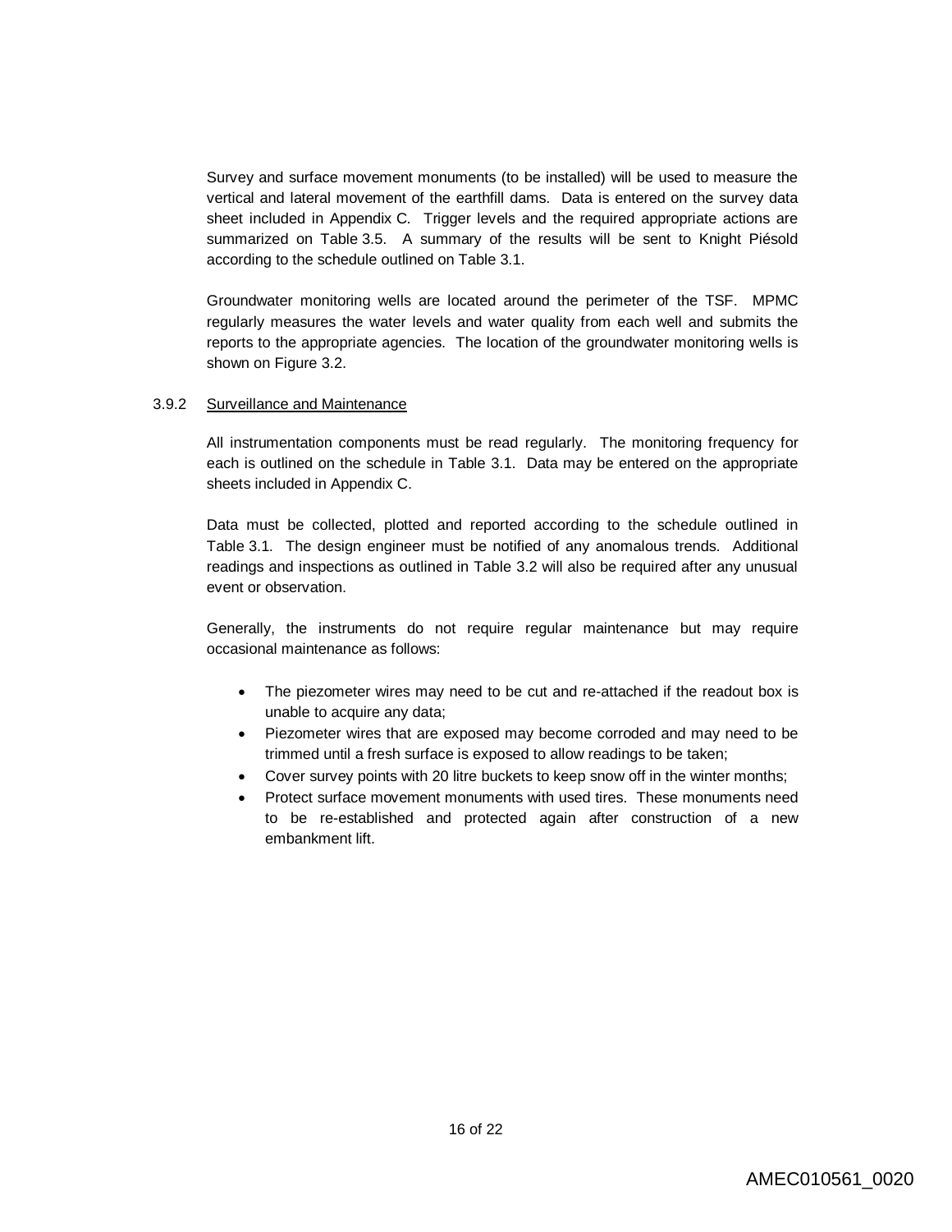Survey and surface movement monuments (to be installed) will be used to measure the vertical and lateral movement of the earthfill dams. Data is entered on the survey data sheet included in Appendix C. Trigger levels and the required appropriate actions are summarized on Table 3.5. A summary of the results will be sent to Knight Piésold according to the schedule outlined on Table 3.1.

Groundwater monitoring wells are located around the perimeter of the TSF. MPMC regularly measures the water levels and water quality from each well and submits the reports to the appropriate agencies. The location of the groundwater monitoring wells is shown on Figure 3.2.

### 3.9.2 Surveillance and Maintenance

All instrumentation components must be read regularly. The monitoring frequency for each is outlined on the schedule in Table 3.1. Data may be entered on the appropriate sheets included in Appendix C.

Data must be collected, plotted and reported according to the schedule outlined in Table 3.1. The design engineer must be notified of any anomalous trends. Additional readings and inspections as outlined in Table 3.2 will also be required after any unusual event or observation.

Generally, the instruments do not require regular maintenance but may require occasional maintenance as follows:

- The piezometer wires may need to be cut and re-attached if the readout box is unable to acquire any data;
- Piezometer wires that are exposed may become corroded and may need to be trimmed until a fresh surface is exposed to allow readings to be taken;
- Cover survey points with 20 litre buckets to keep snow off in the winter months;
- Protect surface movement monuments with used tires. These monuments need to be re-established and protected again after construction of a new embankment lift.

AMEC010561_0020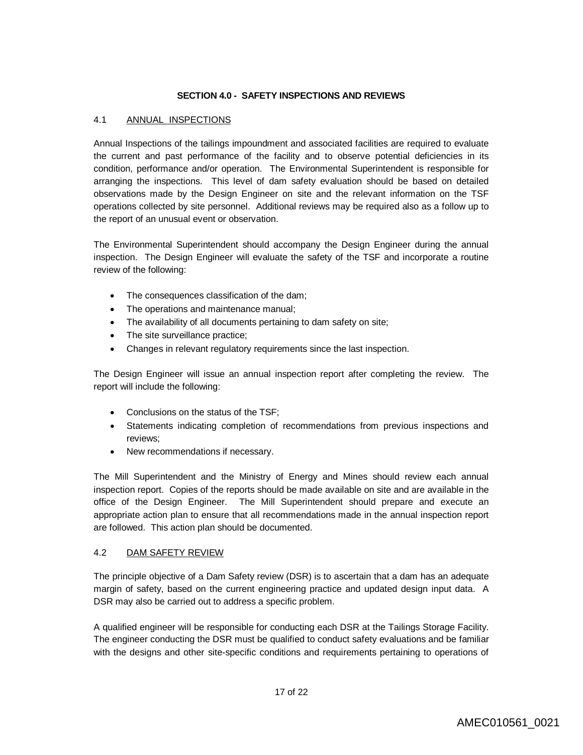## SECTION 4.0 - SAFETY INSPECTIONS AND REVIEWS

### 4.1 ANNUAL INSPECTIONS

Annual Inspections of the tailings impoundment and associated facilities are required to evaluate the current and past performance of the facility and to observe potential deficiencies in its condition, performance and/or operation. The Environmental Superintendent is responsible for arranging the inspections. This level of dam safety evaluation should be based on detailed observations made by the Design Engineer on site and the relevant information on the TSF operations collected by site personnel. Additional reviews may be required also as a follow up to the report of an unusual event or observation.

The Environmental Superintendent should accompany the Design Engineer during the annual inspection. The Design Engineer will evaluate the safety of the TSF and incorporate a routine review of the following:

- The consequences classification of the dam;
- The operations and maintenance manual;
- The availability of all documents pertaining to dam safety on site;
- The site surveillance practice;
- Changes in relevant regulatory requirements since the last inspection.

The Design Engineer will issue an annual inspection report after completing the review. The report will include the following:

- Conclusions on the status of the TSF;
- Statements indicating completion of recommendations from previous inspections and reviews;
- New recommendations if necessary.

The Mill Superintendent and the Ministry of Energy and Mines should review each annual inspection report. Copies of the reports should be made available on site and are available in the office of the Design Engineer. The Mill Superintendent should prepare and execute an appropriate action plan to ensure that all recommendations made in the annual inspection report are followed. This action plan should be documented.

### 4.2 DAM SAFETY REVIEW

The principle objective of a Dam Safety review (DSR) is to ascertain that a dam has an adequate margin of safety, based on the current engineering practice and updated design input data. A DSR may also be carried out to address a specific problem.

A qualified engineer will be responsible for conducting each DSR at the Tailings Storage Facility. The engineer conducting the DSR must be qualified to conduct safety evaluations and be familiar with the designs and other site-specific conditions and requirements pertaining to operations of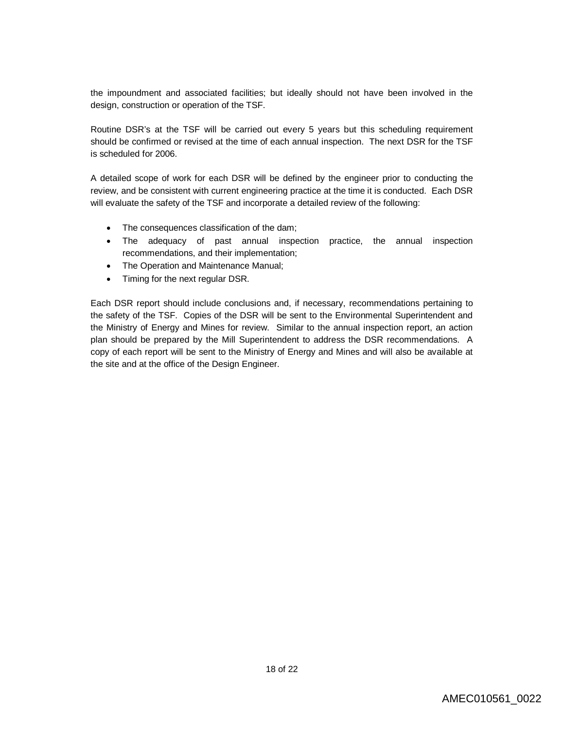the impoundment and associated facilities; but ideally should not have been involved in the design, construction or operation of the TSF.

Routine DSR's at the TSF will be carried out every 5 years but this scheduling requirement should be confirmed or revised at the time of each annual inspection. The next DSR for the TSF is scheduled for 2006.

A detailed scope of work for each DSR will be defined by the engineer prior to conducting the review, and be consistent with current engineering practice at the time it is conducted. Each DSR will evaluate the safety of the TSF and incorporate a detailed review of the following:

- The consequences classification of the dam;
- The adequacy of past annual inspection practice, the annual inspection recommendations, and their implementation;
- The Operation and Maintenance Manual;
- Timing for the next regular DSR.

Each DSR report should include conclusions and, if necessary, recommendations pertaining to the safety of the TSF. Copies of the DSR will be sent to the Environmental Superintendent and the Ministry of Energy and Mines for review. Similar to the annual inspection report, an action plan should be prepared by the Mill Superintendent to address the DSR recommendations. A copy of each report will be sent to the Ministry of Energy and Mines and will also be available at the site and at the office of the Design Engineer.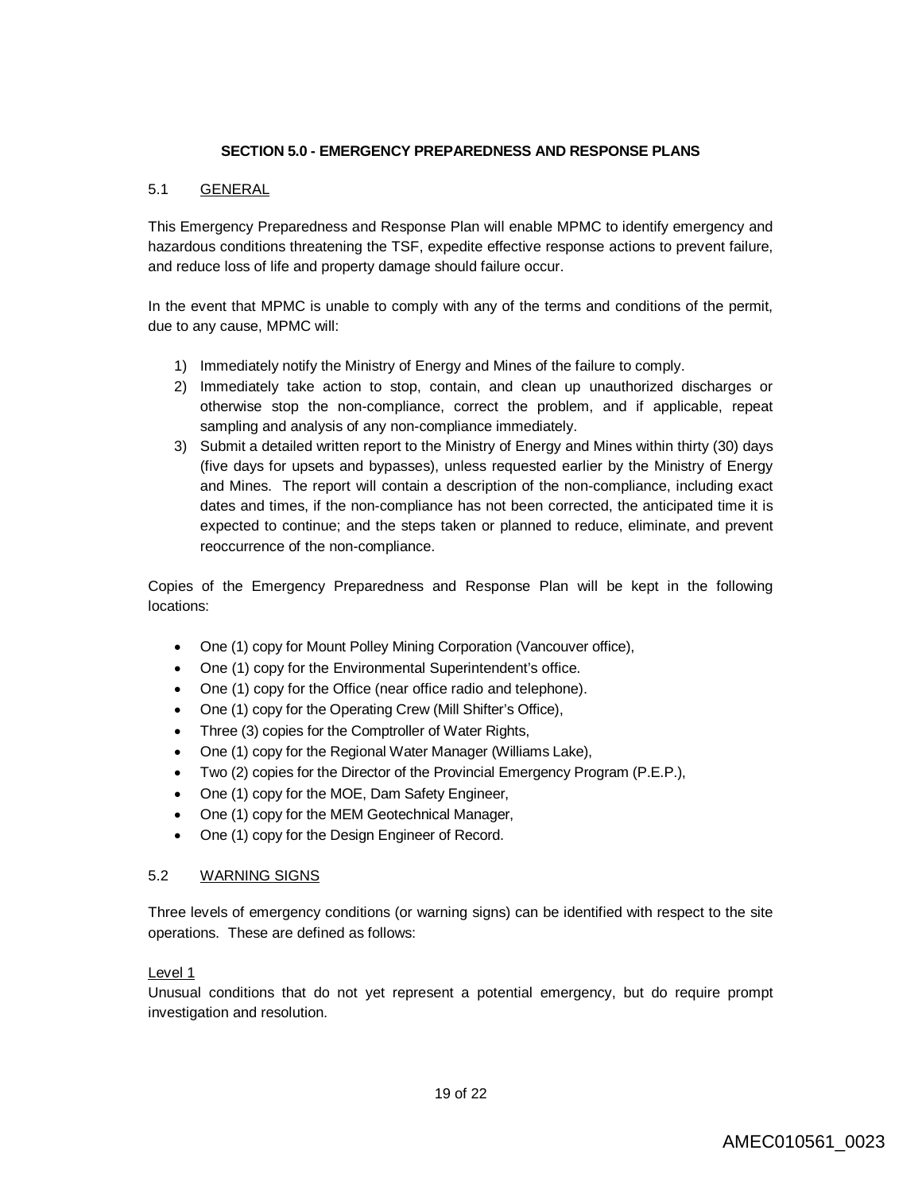# SECTION 5.0 - EMERGENCY PREPAREDNESS AND RESPONSE PLANS

## 5.1 GENERAL

This Emergency Preparedness and Response Plan will enable MPMC to identify emergency and hazardous conditions threatening the TSF, expedite effective response actions to prevent failure, and reduce loss of life and property damage should failure occur.

In the event that MPMC is unable to comply with any of the terms and conditions of the permit, due to any cause, MPMC will:

1) Immediately notify the Ministry of Energy and Mines of the failure to comply.
2) Immediately take action to stop, contain, and clean up unauthorized discharges or otherwise stop the non-compliance, correct the problem, and if applicable, repeat sampling and analysis of any non-compliance immediately.
3) Submit a detailed written report to the Ministry of Energy and Mines within thirty (30) days (five days for upsets and bypasses), unless requested earlier by the Ministry of Energy and Mines. The report will contain a description of the non-compliance, including exact dates and times, if the non-compliance has not been corrected, the anticipated time it is expected to continue; and the steps taken or planned to reduce, eliminate, and prevent reoccurrence of the non-compliance.

Copies of the Emergency Preparedness and Response Plan will be kept in the following locations:

- One (1) copy for Mount Polley Mining Corporation (Vancouver office),
- One (1) copy for the Environmental Superintendent's office.
- One (1) copy for the Office (near office radio and telephone).
- One (1) copy for the Operating Crew (Mill Shifter's Office),
- Three (3) copies for the Comptroller of Water Rights,
- One (1) copy for the Regional Water Manager (Williams Lake),
- Two (2) copies for the Director of the Provincial Emergency Program (P.E.P.),
- One (1) copy for the MOE, Dam Safety Engineer,
- One (1) copy for the MEM Geotechnical Manager,
- One (1) copy for the Design Engineer of Record.

## 5.2 WARNING SIGNS

Three levels of emergency conditions (or warning signs) can be identified with respect to the site operations. These are defined as follows:

Level 1

Unusual conditions that do not yet represent a potential emergency, but do require prompt investigation and resolution.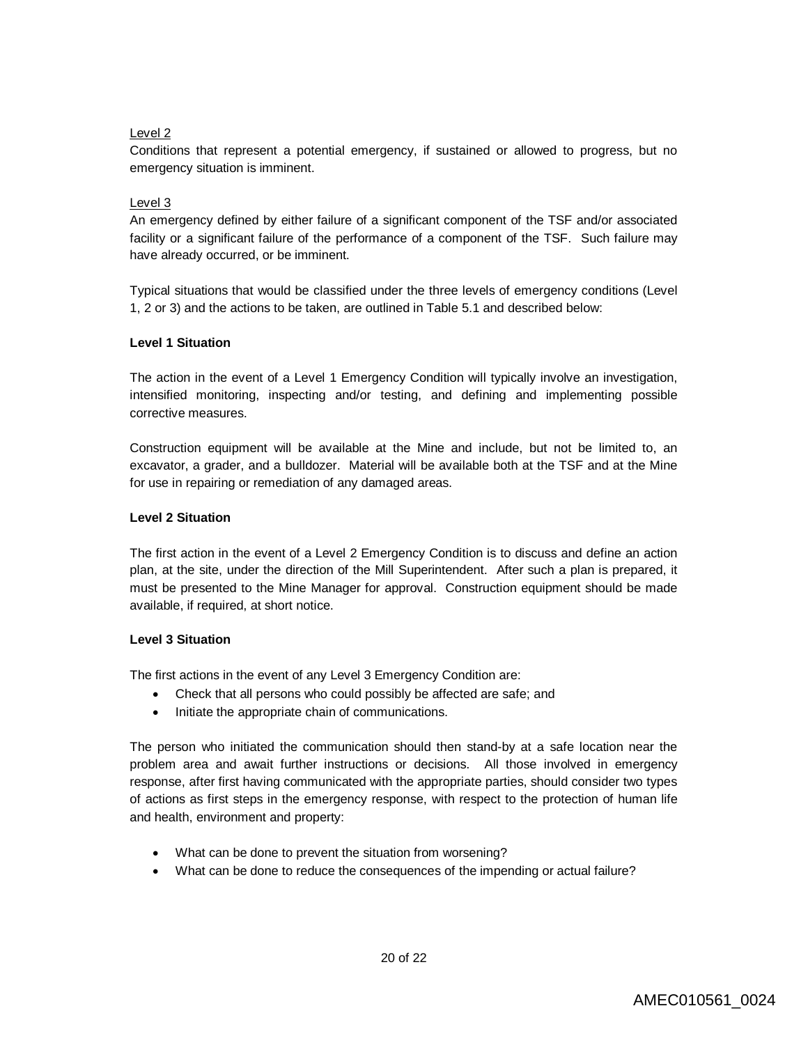Level 2

Conditions that represent a potential emergency, if sustained or allowed to progress, but no emergency situation is imminent.

Level 3

An emergency defined by either failure of a significant component of the TSF and/or associated facility or a significant failure of the performance of a component of the TSF. Such failure may have already occurred, or be imminent.

Typical situations that would be classified under the three levels of emergency conditions (Level 1, 2 or 3) and the actions to be taken, are outlined in Table 5.1 and described below:

**Level 1 Situation**

The action in the event of a Level 1 Emergency Condition will typically involve an investigation, intensified monitoring, inspecting and/or testing, and defining and implementing possible corrective measures.

Construction equipment will be available at the Mine and include, but not be limited to, an excavator, a grader, and a bulldozer. Material will be available both at the TSF and at the Mine for use in repairing or remediation of any damaged areas.

**Level 2 Situation**

The first action in the event of a Level 2 Emergency Condition is to discuss and define an action plan, at the site, under the direction of the Mill Superintendent. After such a plan is prepared, it must be presented to the Mine Manager for approval. Construction equipment should be made available, if required, at short notice.

**Level 3 Situation**

The first actions in the event of any Level 3 Emergency Condition are:

- Check that all persons who could possibly be affected are safe; and
- Initiate the appropriate chain of communications.

The person who initiated the communication should then stand-by at a safe location near the problem area and await further instructions or decisions. All those involved in emergency response, after first having communicated with the appropriate parties, should consider two types of actions as first steps in the emergency response, with respect to the protection of human life and health, environment and property:

- What can be done to prevent the situation from worsening?
- What can be done to reduce the consequences of the impending or actual failure?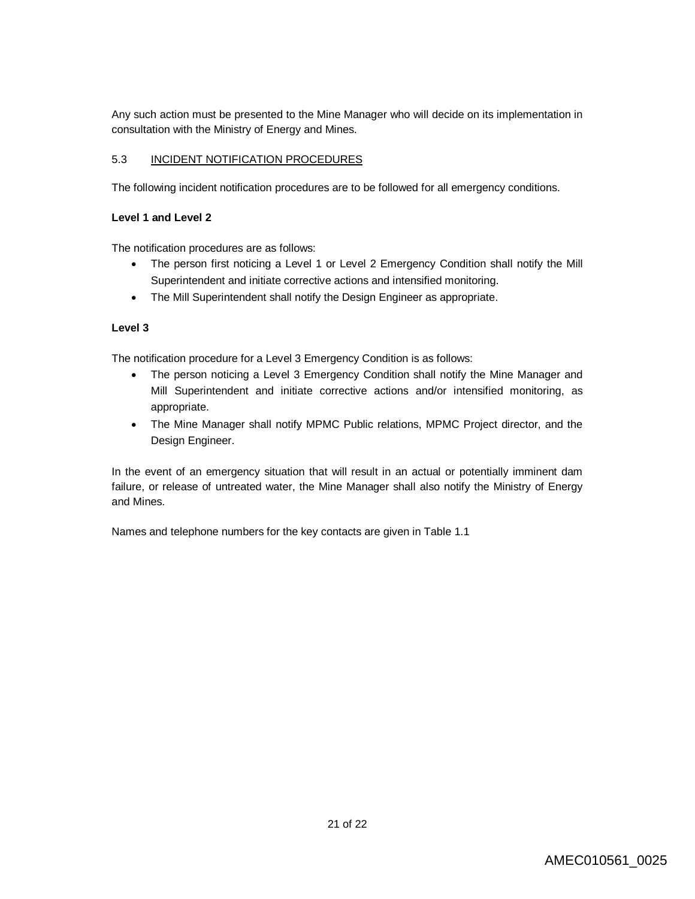Any such action must be presented to the Mine Manager who will decide on its implementation in consultation with the Ministry of Energy and Mines.

## 5.3 INCIDENT NOTIFICATION PROCEDURES

The following incident notification procedures are to be followed for all emergency conditions.

**Level 1 and Level 2**

The notification procedures are as follows:

- The person first noticing a Level 1 or Level 2 Emergency Condition shall notify the Mill Superintendent and initiate corrective actions and intensified monitoring.
- The Mill Superintendent shall notify the Design Engineer as appropriate.

**Level 3**

The notification procedure for a Level 3 Emergency Condition is as follows:

- The person noticing a Level 3 Emergency Condition shall notify the Mine Manager and Mill Superintendent and initiate corrective actions and/or intensified monitoring, as appropriate.
- The Mine Manager shall notify MPMC Public relations, MPMC Project director, and the Design Engineer.

In the event of an emergency situation that will result in an actual or potentially imminent dam failure, or release of untreated water, the Mine Manager shall also notify the Ministry of Energy and Mines.

Names and telephone numbers for the key contacts are given in Table 1.1

AMEC010561_0025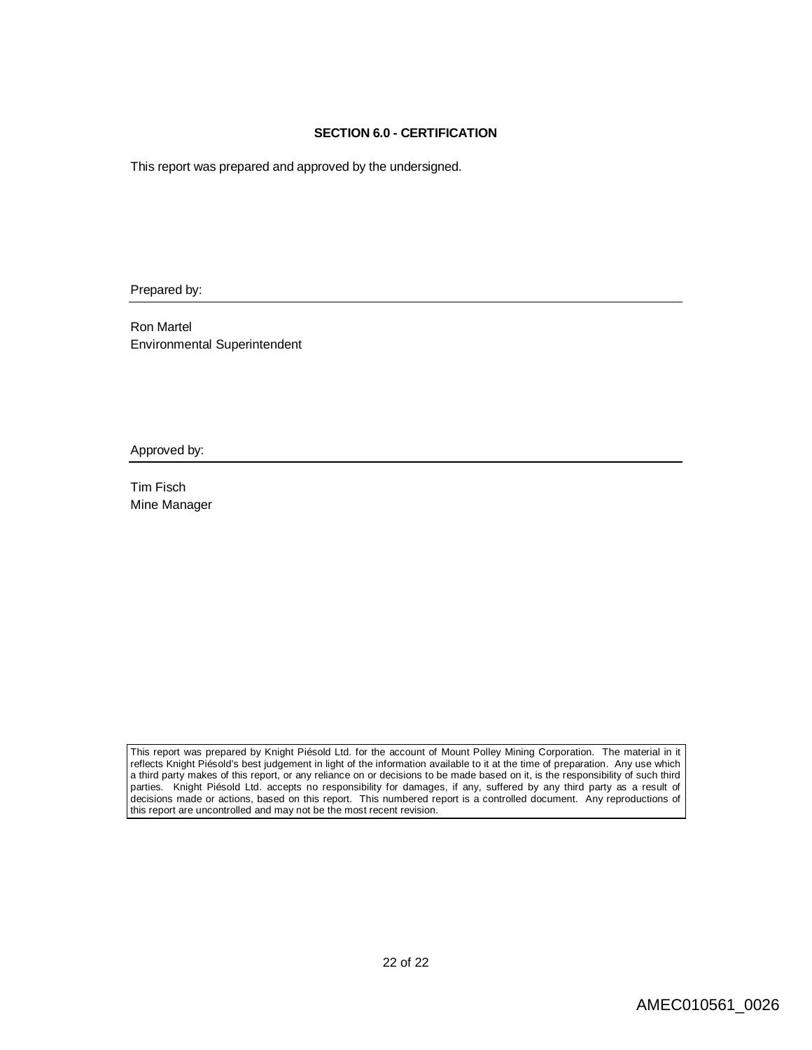## SECTION 6.0 - CERTIFICATION

This report was prepared and approved by the undersigned.

Prepared by:

Ron Martel
Environmental Superintendent

Approved by:

Tim Fisch
Mine Manager

This report was prepared by Knight Piésold Ltd. for the account of Mount Polley Mining Corporation. The material in it reflects Knight Piésold's best judgement in light of the information available to it at the time of preparation. Any use which a third party makes of this report, or any reliance on or decisions to be made based on it, is the responsibility of such third parties. Knight Piésold Ltd. accepts no responsibility for damages, if any, suffered by any third party as a result of decisions made or actions, based on this report. This numbered report is a controlled document. Any reproductions of this report are uncontrolled and may not be the most recent revision.

AMEC010561_0026